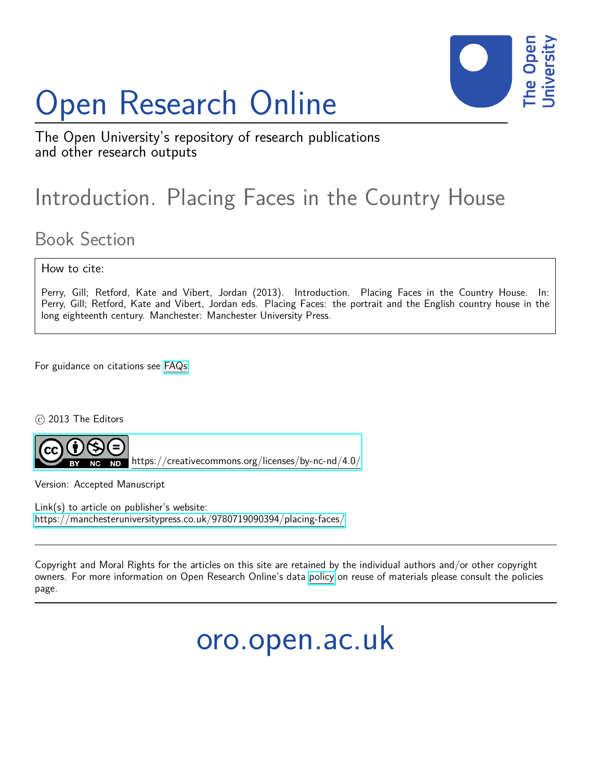# Open Research Online

The Open University's repository of research publications and other research outputs

## Introduction. Placing Faces in the Country House

### Book Section

How to cite:

Perry, Gill; Retford, Kate and Vibert, Jordan (2013). Introduction. Placing Faces in the Country House. In: Perry, Gill; Retford, Kate and Vibert, Jordan eds. Placing Faces: the portrait and the English country house in the long eighteenth century. Manchester: Manchester University Press.

For guidance on citations see FAQs.

© 2013 The Editors

https://creativecommons.org/licenses/by-nc-nd/4.0/

Version: Accepted Manuscript

Link(s) to article on publisher's website:
https://manchesteruniversitypress.co.uk/9780719090394/placing-faces/

Copyright and Moral Rights for the articles on this site are retained by the individual authors and/or other copyright owners. For more information on Open Research Online's data policy on reuse of materials please consult the policies page.

oro.open.ac.uk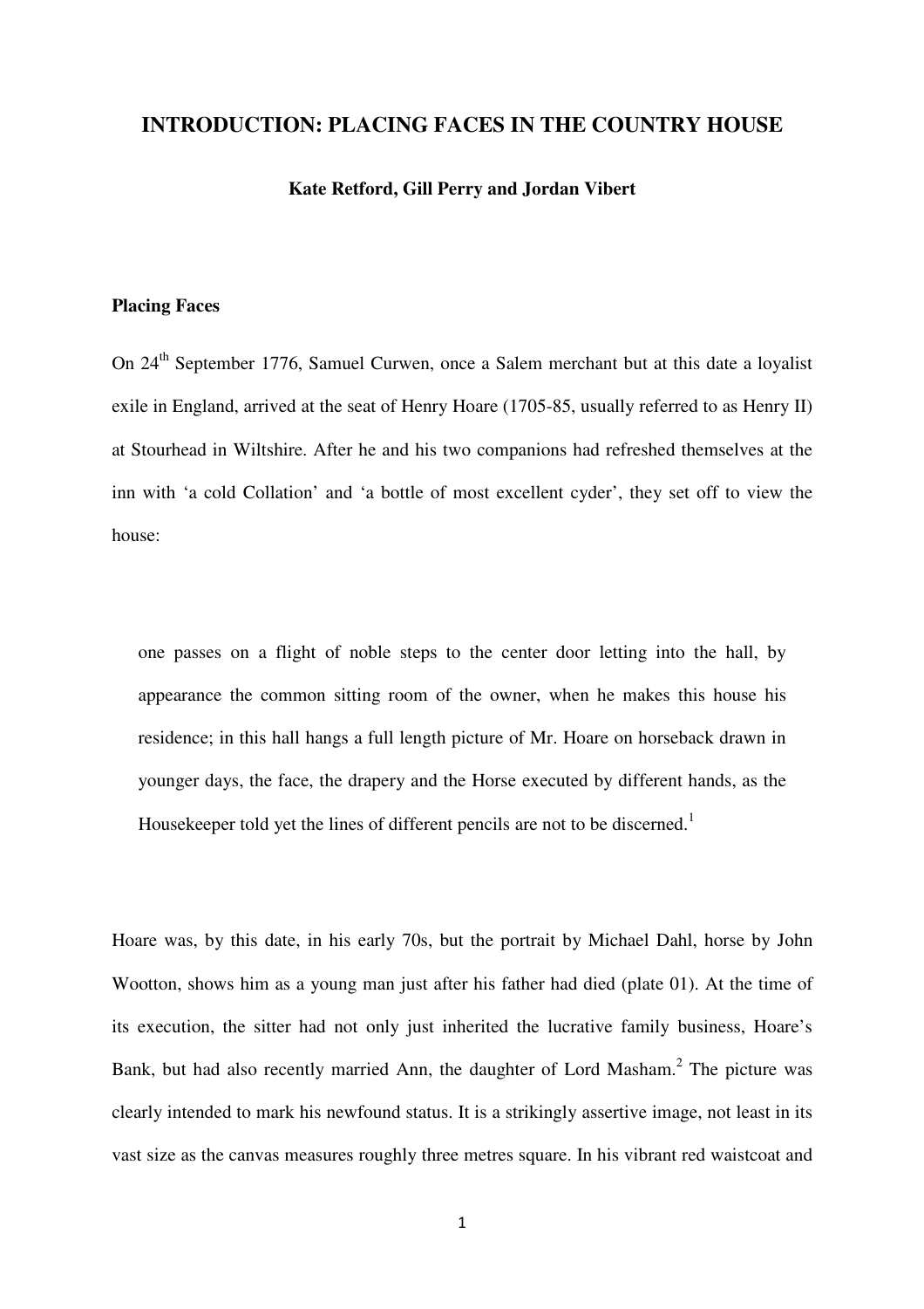# INTRODUCTION: PLACING FACES IN THE COUNTRY HOUSE

**Kate Retford, Gill Perry and Jordan Vibert**

## Placing Faces

On 24th September 1776, Samuel Curwen, once a Salem merchant but at this date a loyalist exile in England, arrived at the seat of Henry Hoare (1705-85, usually referred to as Henry II) at Stourhead in Wiltshire. After he and his two companions had refreshed themselves at the inn with 'a cold Collation' and 'a bottle of most excellent cyder', they set off to view the house:

> one passes on a flight of noble steps to the center door letting into the hall, by appearance the common sitting room of the owner, when he makes this house his residence; in this hall hangs a full length picture of Mr. Hoare on horseback drawn in younger days, the face, the drapery and the Horse executed by different hands, as the Housekeeper told yet the lines of different pencils are not to be discerned.[1]

Hoare was, by this date, in his early 70s, but the portrait by Michael Dahl, horse by John Wootton, shows him as a young man just after his father had died (plate 01). At the time of its execution, the sitter had not only just inherited the lucrative family business, Hoare's Bank, but had also recently married Ann, the daughter of Lord Masham.[2] The picture was clearly intended to mark his newfound status. It is a strikingly assertive image, not least in its vast size as the canvas measures roughly three metres square. In his vibrant red waistcoat and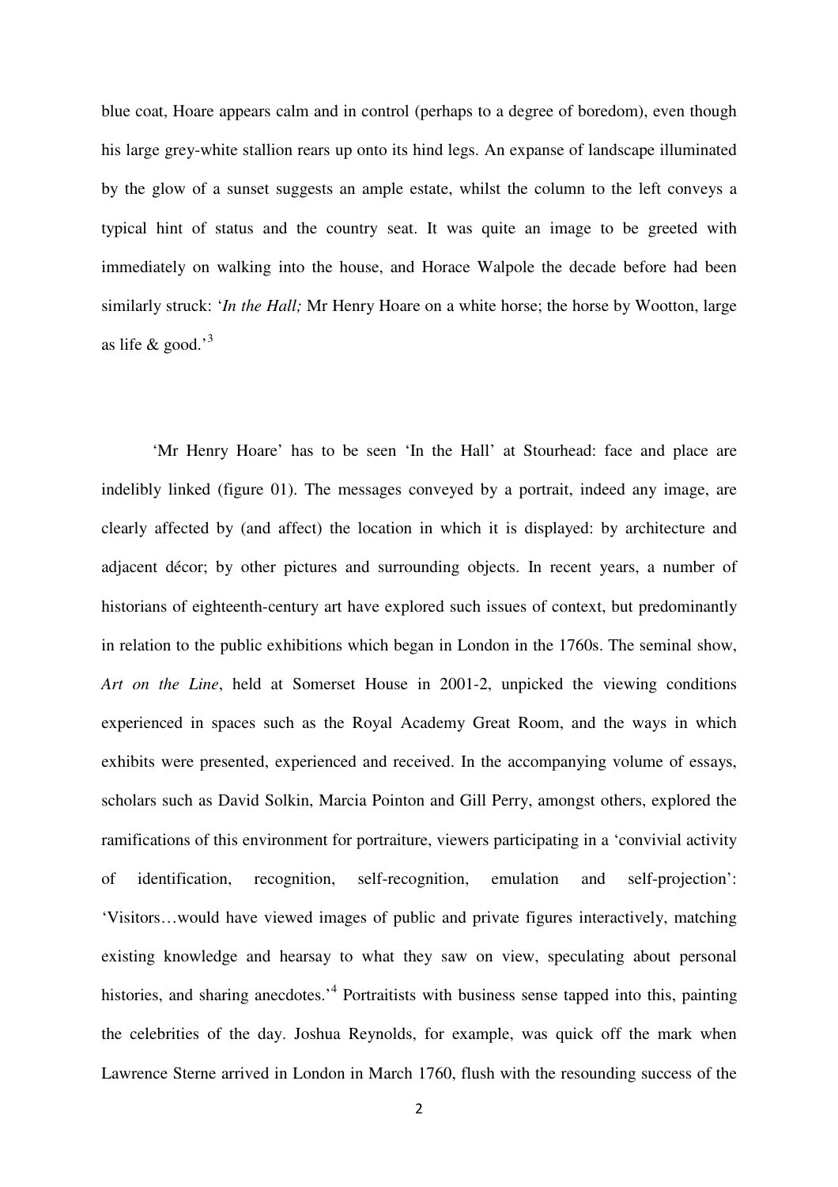blue coat, Hoare appears calm and in control (perhaps to a degree of boredom), even though his large grey-white stallion rears up onto its hind legs. An expanse of landscape illuminated by the glow of a sunset suggests an ample estate, whilst the column to the left conveys a typical hint of status and the country seat. It was quite an image to be greeted with immediately on walking into the house, and Horace Walpole the decade before had been similarly struck: '*In the Hall;* Mr Henry Hoare on a white horse; the horse by Wootton, large as life & good.'[3]

'Mr Henry Hoare' has to be seen 'In the Hall' at Stourhead: face and place are indelibly linked (figure 01). The messages conveyed by a portrait, indeed any image, are clearly affected by (and affect) the location in which it is displayed: by architecture and adjacent décor; by other pictures and surrounding objects. In recent years, a number of historians of eighteenth-century art have explored such issues of context, but predominantly in relation to the public exhibitions which began in London in the 1760s. The seminal show, *Art on the Line*, held at Somerset House in 2001-2, unpicked the viewing conditions experienced in spaces such as the Royal Academy Great Room, and the ways in which exhibits were presented, experienced and received. In the accompanying volume of essays, scholars such as David Solkin, Marcia Pointon and Gill Perry, amongst others, explored the ramifications of this environment for portraiture, viewers participating in a 'convivial activity of identification, recognition, self-recognition, emulation and self-projection': 'Visitors…would have viewed images of public and private figures interactively, matching existing knowledge and hearsay to what they saw on view, speculating about personal histories, and sharing anecdotes.'[4] Portraitists with business sense tapped into this, painting the celebrities of the day. Joshua Reynolds, for example, was quick off the mark when Lawrence Sterne arrived in London in March 1760, flush with the resounding success of the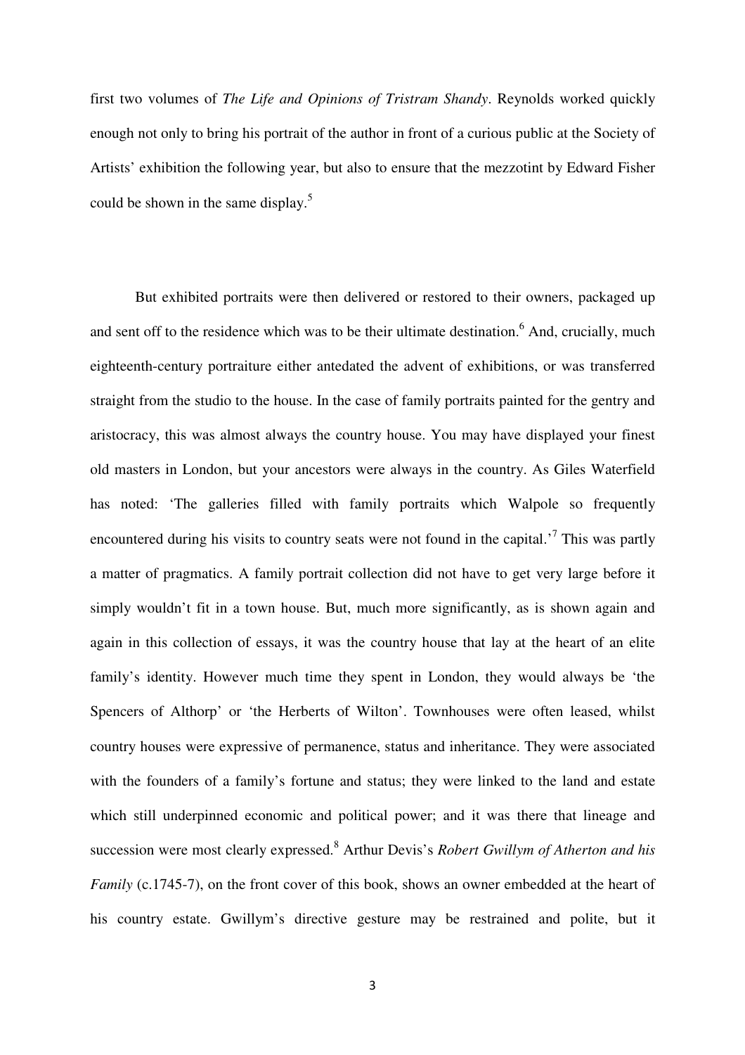first two volumes of *The Life and Opinions of Tristram Shandy*. Reynolds worked quickly enough not only to bring his portrait of the author in front of a curious public at the Society of Artists' exhibition the following year, but also to ensure that the mezzotint by Edward Fisher could be shown in the same display.[5]

But exhibited portraits were then delivered or restored to their owners, packaged up and sent off to the residence which was to be their ultimate destination.[6] And, crucially, much eighteenth-century portraiture either antedated the advent of exhibitions, or was transferred straight from the studio to the house. In the case of family portraits painted for the gentry and aristocracy, this was almost always the country house. You may have displayed your finest old masters in London, but your ancestors were always in the country. As Giles Waterfield has noted: 'The galleries filled with family portraits which Walpole so frequently encountered during his visits to country seats were not found in the capital.'[7] This was partly a matter of pragmatics. A family portrait collection did not have to get very large before it simply wouldn't fit in a town house. But, much more significantly, as is shown again and again in this collection of essays, it was the country house that lay at the heart of an elite family's identity. However much time they spent in London, they would always be 'the Spencers of Althorp' or 'the Herberts of Wilton'. Townhouses were often leased, whilst country houses were expressive of permanence, status and inheritance. They were associated with the founders of a family's fortune and status; they were linked to the land and estate which still underpinned economic and political power; and it was there that lineage and succession were most clearly expressed.[8] Arthur Devis's *Robert Gwillym of Atherton and his Family* (c.1745-7), on the front cover of this book, shows an owner embedded at the heart of his country estate. Gwillym's directive gesture may be restrained and polite, but it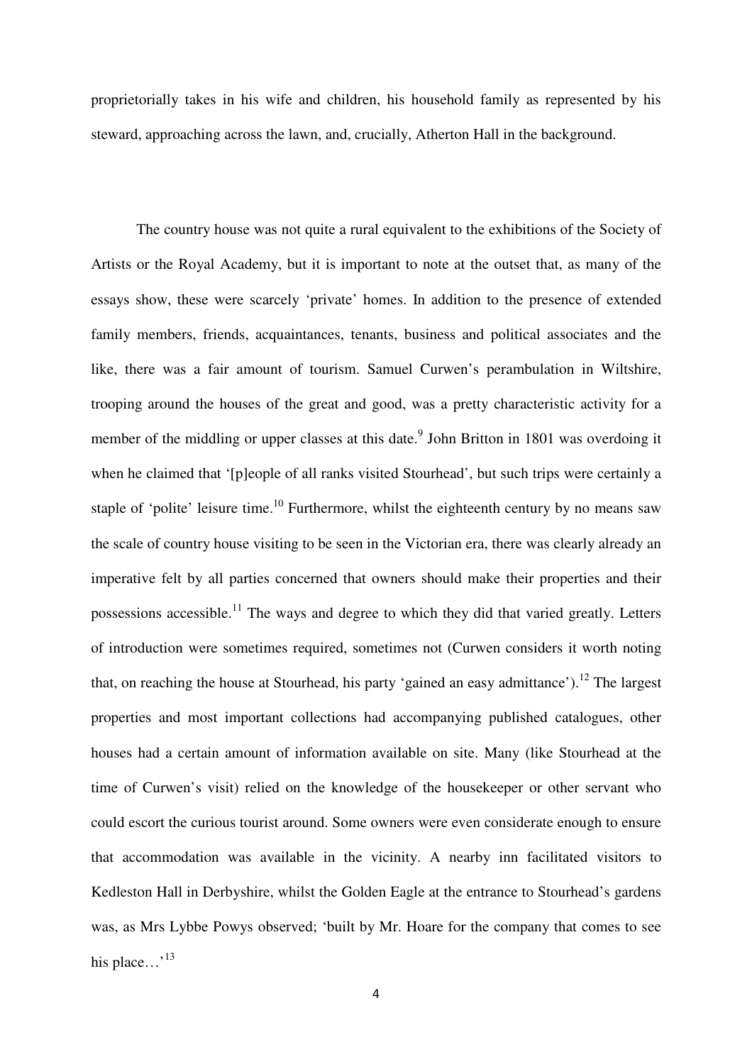proprietorially takes in his wife and children, his household family as represented by his steward, approaching across the lawn, and, crucially, Atherton Hall in the background.

The country house was not quite a rural equivalent to the exhibitions of the Society of Artists or the Royal Academy, but it is important to note at the outset that, as many of the essays show, these were scarcely 'private' homes. In addition to the presence of extended family members, friends, acquaintances, tenants, business and political associates and the like, there was a fair amount of tourism. Samuel Curwen's perambulation in Wiltshire, trooping around the houses of the great and good, was a pretty characteristic activity for a member of the middling or upper classes at this date.[9] John Britton in 1801 was overdoing it when he claimed that '[p]eople of all ranks visited Stourhead', but such trips were certainly a staple of 'polite' leisure time.[10] Furthermore, whilst the eighteenth century by no means saw the scale of country house visiting to be seen in the Victorian era, there was clearly already an imperative felt by all parties concerned that owners should make their properties and their possessions accessible.[11] The ways and degree to which they did that varied greatly. Letters of introduction were sometimes required, sometimes not (Curwen considers it worth noting that, on reaching the house at Stourhead, his party 'gained an easy admittance').[12] The largest properties and most important collections had accompanying published catalogues, other houses had a certain amount of information available on site. Many (like Stourhead at the time of Curwen's visit) relied on the knowledge of the housekeeper or other servant who could escort the curious tourist around. Some owners were even considerate enough to ensure that accommodation was available in the vicinity. A nearby inn facilitated visitors to Kedleston Hall in Derbyshire, whilst the Golden Eagle at the entrance to Stourhead's gardens was, as Mrs Lybbe Powys observed; 'built by Mr. Hoare for the company that comes to see his place…'[13]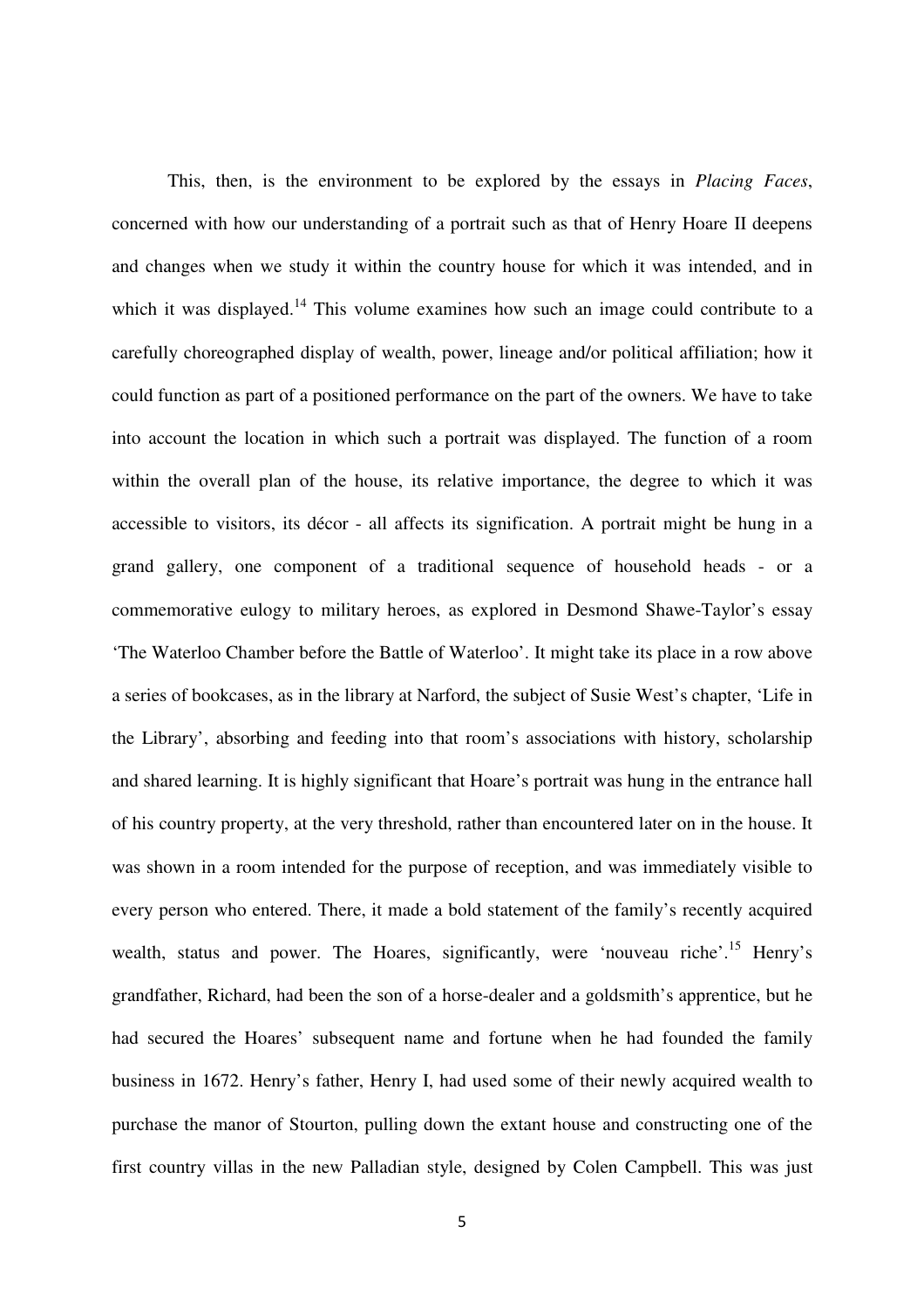This, then, is the environment to be explored by the essays in *Placing Faces*, concerned with how our understanding of a portrait such as that of Henry Hoare II deepens and changes when we study it within the country house for which it was intended, and in which it was displayed.[14] This volume examines how such an image could contribute to a carefully choreographed display of wealth, power, lineage and/or political affiliation; how it could function as part of a positioned performance on the part of the owners. We have to take into account the location in which such a portrait was displayed. The function of a room within the overall plan of the house, its relative importance, the degree to which it was accessible to visitors, its décor - all affects its signification. A portrait might be hung in a grand gallery, one component of a traditional sequence of household heads - or a commemorative eulogy to military heroes, as explored in Desmond Shawe-Taylor's essay 'The Waterloo Chamber before the Battle of Waterloo'. It might take its place in a row above a series of bookcases, as in the library at Narford, the subject of Susie West's chapter, 'Life in the Library', absorbing and feeding into that room's associations with history, scholarship and shared learning. It is highly significant that Hoare's portrait was hung in the entrance hall of his country property, at the very threshold, rather than encountered later on in the house. It was shown in a room intended for the purpose of reception, and was immediately visible to every person who entered. There, it made a bold statement of the family's recently acquired wealth, status and power. The Hoares, significantly, were 'nouveau riche'.[15] Henry's grandfather, Richard, had been the son of a horse-dealer and a goldsmith's apprentice, but he had secured the Hoares' subsequent name and fortune when he had founded the family business in 1672. Henry's father, Henry I, had used some of their newly acquired wealth to purchase the manor of Stourton, pulling down the extant house and constructing one of the first country villas in the new Palladian style, designed by Colen Campbell. This was just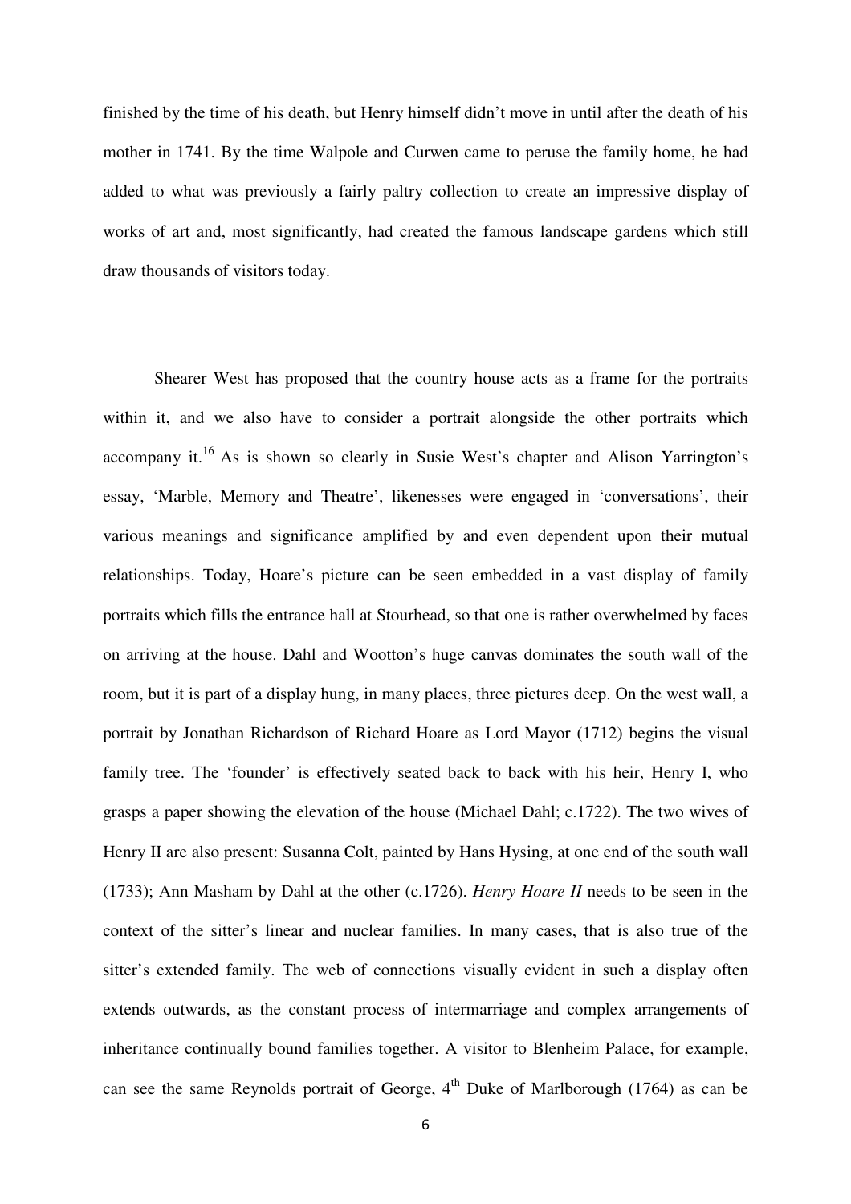finished by the time of his death, but Henry himself didn't move in until after the death of his mother in 1741. By the time Walpole and Curwen came to peruse the family home, he had added to what was previously a fairly paltry collection to create an impressive display of works of art and, most significantly, had created the famous landscape gardens which still draw thousands of visitors today.

Shearer West has proposed that the country house acts as a frame for the portraits within it, and we also have to consider a portrait alongside the other portraits which accompany it.[16] As is shown so clearly in Susie West's chapter and Alison Yarrington's essay, 'Marble, Memory and Theatre', likenesses were engaged in 'conversations', their various meanings and significance amplified by and even dependent upon their mutual relationships. Today, Hoare's picture can be seen embedded in a vast display of family portraits which fills the entrance hall at Stourhead, so that one is rather overwhelmed by faces on arriving at the house. Dahl and Wootton's huge canvas dominates the south wall of the room, but it is part of a display hung, in many places, three pictures deep. On the west wall, a portrait by Jonathan Richardson of Richard Hoare as Lord Mayor (1712) begins the visual family tree. The 'founder' is effectively seated back to back with his heir, Henry I, who grasps a paper showing the elevation of the house (Michael Dahl; c.1722). The two wives of Henry II are also present: Susanna Colt, painted by Hans Hysing, at one end of the south wall (1733); Ann Masham by Dahl at the other (c.1726). *Henry Hoare II* needs to be seen in the context of the sitter's linear and nuclear families. In many cases, that is also true of the sitter's extended family. The web of connections visually evident in such a display often extends outwards, as the constant process of intermarriage and complex arrangements of inheritance continually bound families together. A visitor to Blenheim Palace, for example, can see the same Reynolds portrait of George, 4th Duke of Marlborough (1764) as can be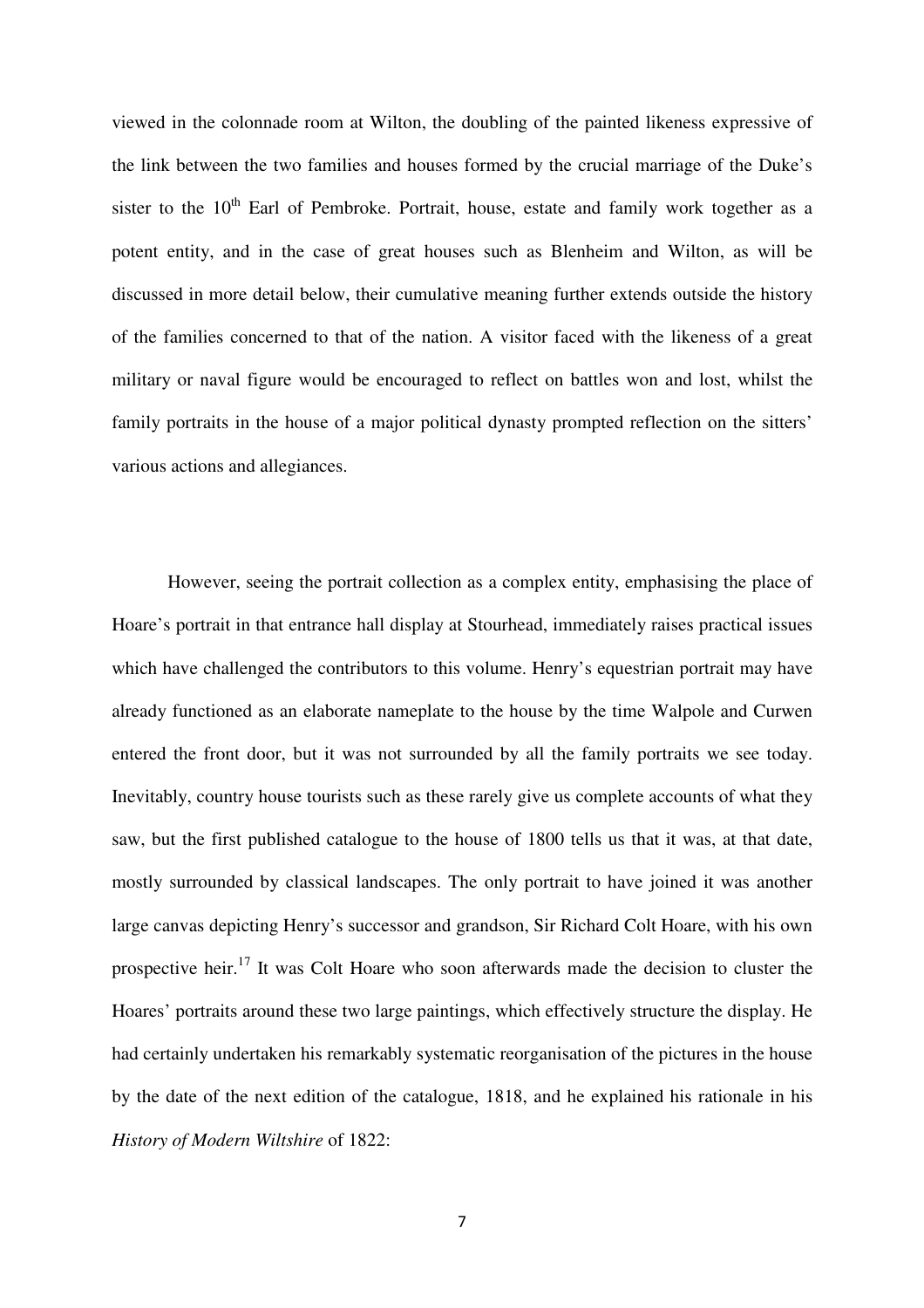viewed in the colonnade room at Wilton, the doubling of the painted likeness expressive of the link between the two families and houses formed by the crucial marriage of the Duke's sister to the 10th Earl of Pembroke. Portrait, house, estate and family work together as a potent entity, and in the case of great houses such as Blenheim and Wilton, as will be discussed in more detail below, their cumulative meaning further extends outside the history of the families concerned to that of the nation. A visitor faced with the likeness of a great military or naval figure would be encouraged to reflect on battles won and lost, whilst the family portraits in the house of a major political dynasty prompted reflection on the sitters' various actions and allegiances.

However, seeing the portrait collection as a complex entity, emphasising the place of Hoare's portrait in that entrance hall display at Stourhead, immediately raises practical issues which have challenged the contributors to this volume. Henry's equestrian portrait may have already functioned as an elaborate nameplate to the house by the time Walpole and Curwen entered the front door, but it was not surrounded by all the family portraits we see today. Inevitably, country house tourists such as these rarely give us complete accounts of what they saw, but the first published catalogue to the house of 1800 tells us that it was, at that date, mostly surrounded by classical landscapes. The only portrait to have joined it was another large canvas depicting Henry's successor and grandson, Sir Richard Colt Hoare, with his own prospective heir.[17] It was Colt Hoare who soon afterwards made the decision to cluster the Hoares' portraits around these two large paintings, which effectively structure the display. He had certainly undertaken his remarkably systematic reorganisation of the pictures in the house by the date of the next edition of the catalogue, 1818, and he explained his rationale in his *History of Modern Wiltshire* of 1822: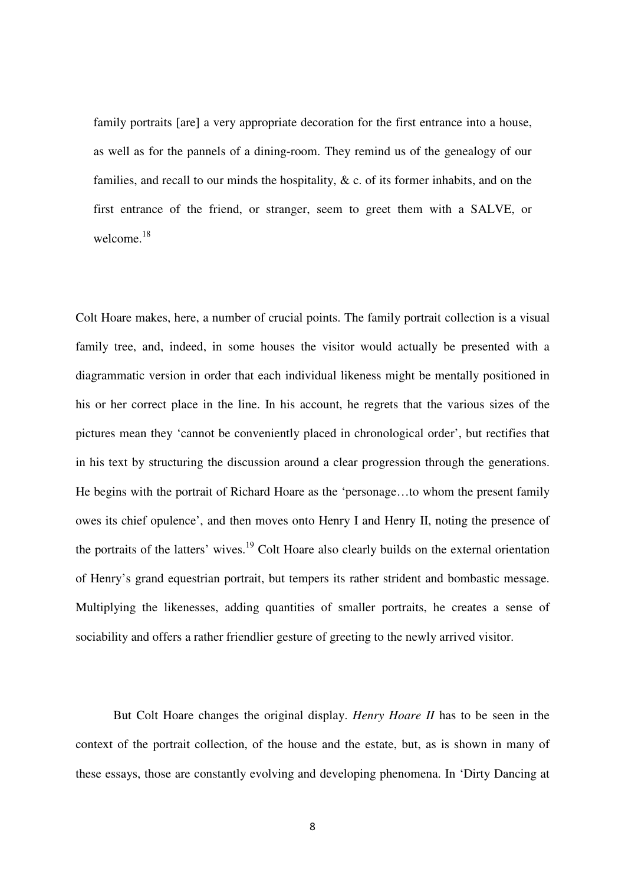> family portraits [are] a very appropriate decoration for the first entrance into a house, as well as for the pannels of a dining-room. They remind us of the genealogy of our families, and recall to our minds the hospitality, & c. of its former inhabits, and on the first entrance of the friend, or stranger, seem to greet them with a SALVE, or welcome.[18]

Colt Hoare makes, here, a number of crucial points. The family portrait collection is a visual family tree, and, indeed, in some houses the visitor would actually be presented with a diagrammatic version in order that each individual likeness might be mentally positioned in his or her correct place in the line. In his account, he regrets that the various sizes of the pictures mean they 'cannot be conveniently placed in chronological order', but rectifies that in his text by structuring the discussion around a clear progression through the generations. He begins with the portrait of Richard Hoare as the 'personage…to whom the present family owes its chief opulence', and then moves onto Henry I and Henry II, noting the presence of the portraits of the latters' wives.[19] Colt Hoare also clearly builds on the external orientation of Henry's grand equestrian portrait, but tempers its rather strident and bombastic message. Multiplying the likenesses, adding quantities of smaller portraits, he creates a sense of sociability and offers a rather friendlier gesture of greeting to the newly arrived visitor.

But Colt Hoare changes the original display. *Henry Hoare II* has to be seen in the context of the portrait collection, of the house and the estate, but, as is shown in many of these essays, those are constantly evolving and developing phenomena. In 'Dirty Dancing at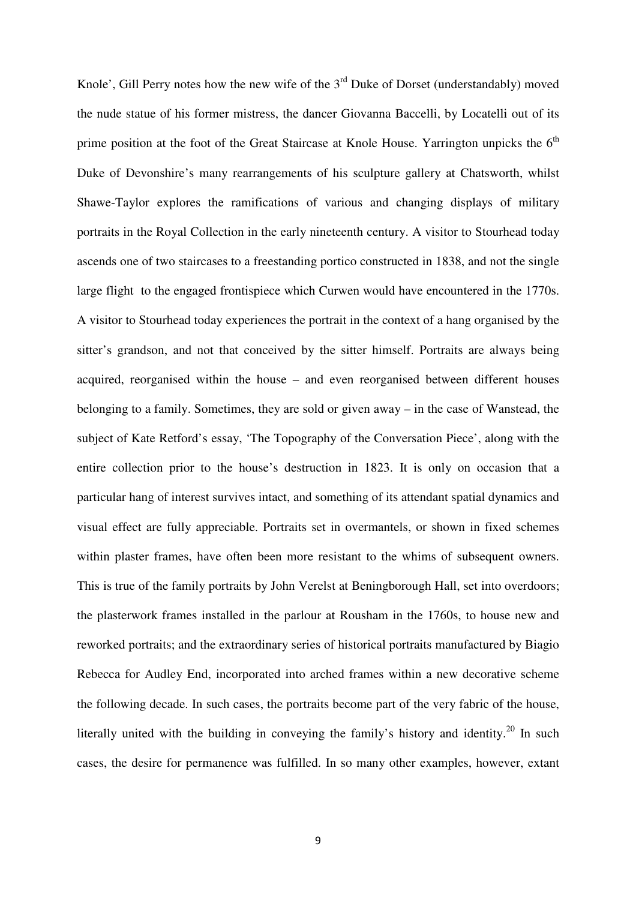Knole', Gill Perry notes how the new wife of the 3rd Duke of Dorset (understandably) moved the nude statue of his former mistress, the dancer Giovanna Baccelli, by Locatelli out of its prime position at the foot of the Great Staircase at Knole House. Yarrington unpicks the 6th Duke of Devonshire's many rearrangements of his sculpture gallery at Chatsworth, whilst Shawe-Taylor explores the ramifications of various and changing displays of military portraits in the Royal Collection in the early nineteenth century. A visitor to Stourhead today ascends one of two staircases to a freestanding portico constructed in 1838, and not the single large flight to the engaged frontispiece which Curwen would have encountered in the 1770s. A visitor to Stourhead today experiences the portrait in the context of a hang organised by the sitter's grandson, and not that conceived by the sitter himself. Portraits are always being acquired, reorganised within the house – and even reorganised between different houses belonging to a family. Sometimes, they are sold or given away – in the case of Wanstead, the subject of Kate Retford's essay, 'The Topography of the Conversation Piece', along with the entire collection prior to the house's destruction in 1823. It is only on occasion that a particular hang of interest survives intact, and something of its attendant spatial dynamics and visual effect are fully appreciable. Portraits set in overmantels, or shown in fixed schemes within plaster frames, have often been more resistant to the whims of subsequent owners. This is true of the family portraits by John Verelst at Beningborough Hall, set into overdoors; the plasterwork frames installed in the parlour at Rousham in the 1760s, to house new and reworked portraits; and the extraordinary series of historical portraits manufactured by Biagio Rebecca for Audley End, incorporated into arched frames within a new decorative scheme the following decade. In such cases, the portraits become part of the very fabric of the house, literally united with the building in conveying the family's history and identity.[20] In such cases, the desire for permanence was fulfilled. In so many other examples, however, extant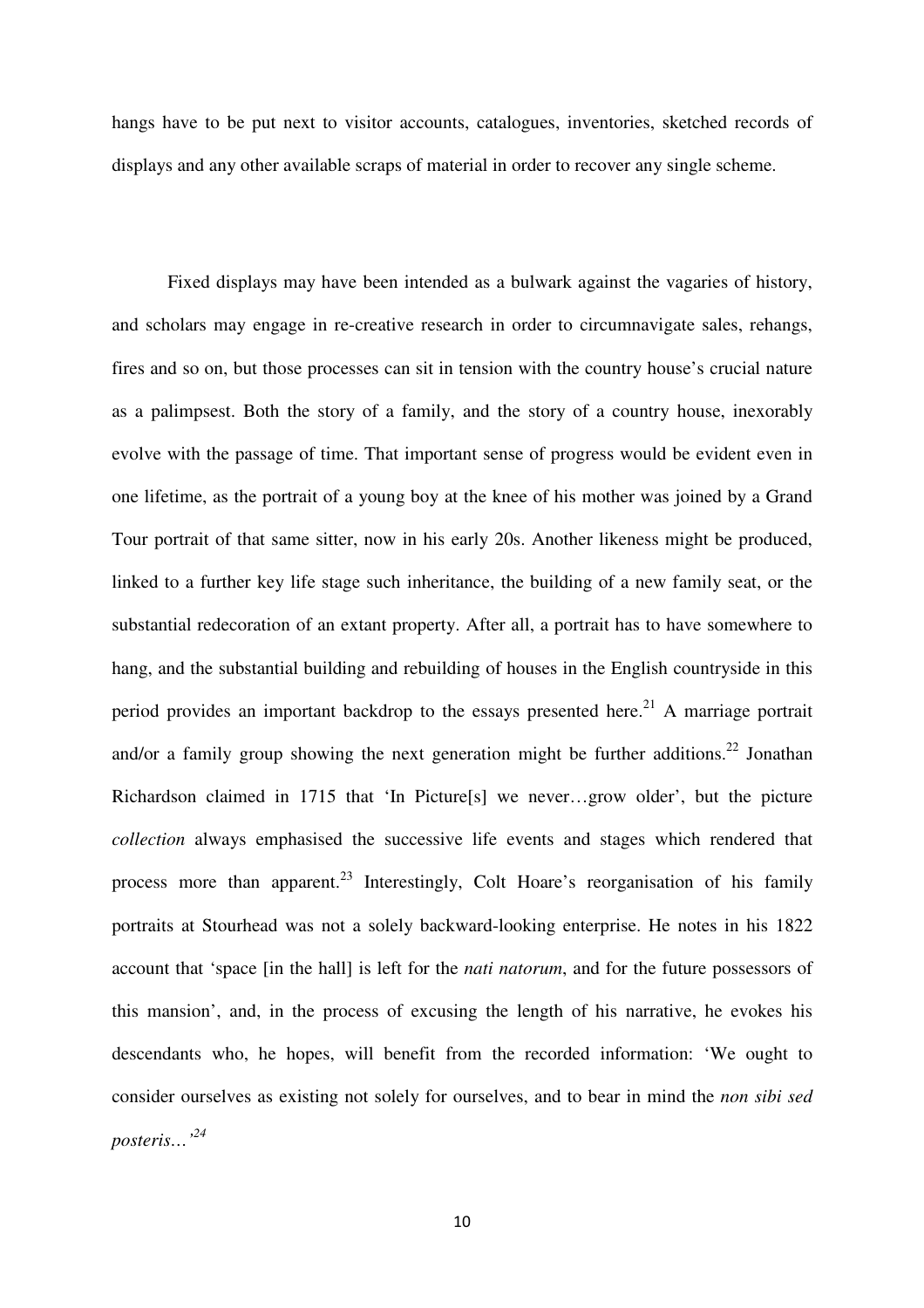hangs have to be put next to visitor accounts, catalogues, inventories, sketched records of displays and any other available scraps of material in order to recover any single scheme.

Fixed displays may have been intended as a bulwark against the vagaries of history, and scholars may engage in re-creative research in order to circumnavigate sales, rehangs, fires and so on, but those processes can sit in tension with the country house's crucial nature as a palimpsest. Both the story of a family, and the story of a country house, inexorably evolve with the passage of time. That important sense of progress would be evident even in one lifetime, as the portrait of a young boy at the knee of his mother was joined by a Grand Tour portrait of that same sitter, now in his early 20s. Another likeness might be produced, linked to a further key life stage such inheritance, the building of a new family seat, or the substantial redecoration of an extant property. After all, a portrait has to have somewhere to hang, and the substantial building and rebuilding of houses in the English countryside in this period provides an important backdrop to the essays presented here.[21] A marriage portrait and/or a family group showing the next generation might be further additions.[22] Jonathan Richardson claimed in 1715 that 'In Picture[s] we never…grow older', but the picture *collection* always emphasised the successive life events and stages which rendered that process more than apparent.[23] Interestingly, Colt Hoare's reorganisation of his family portraits at Stourhead was not a solely backward-looking enterprise. He notes in his 1822 account that 'space [in the hall] is left for the *nati natorum*, and for the future possessors of this mansion', and, in the process of excusing the length of his narrative, he evokes his descendants who, he hopes, will benefit from the recorded information: 'We ought to consider ourselves as existing not solely for ourselves, and to bear in mind the *non sibi sed posteris…*'[24]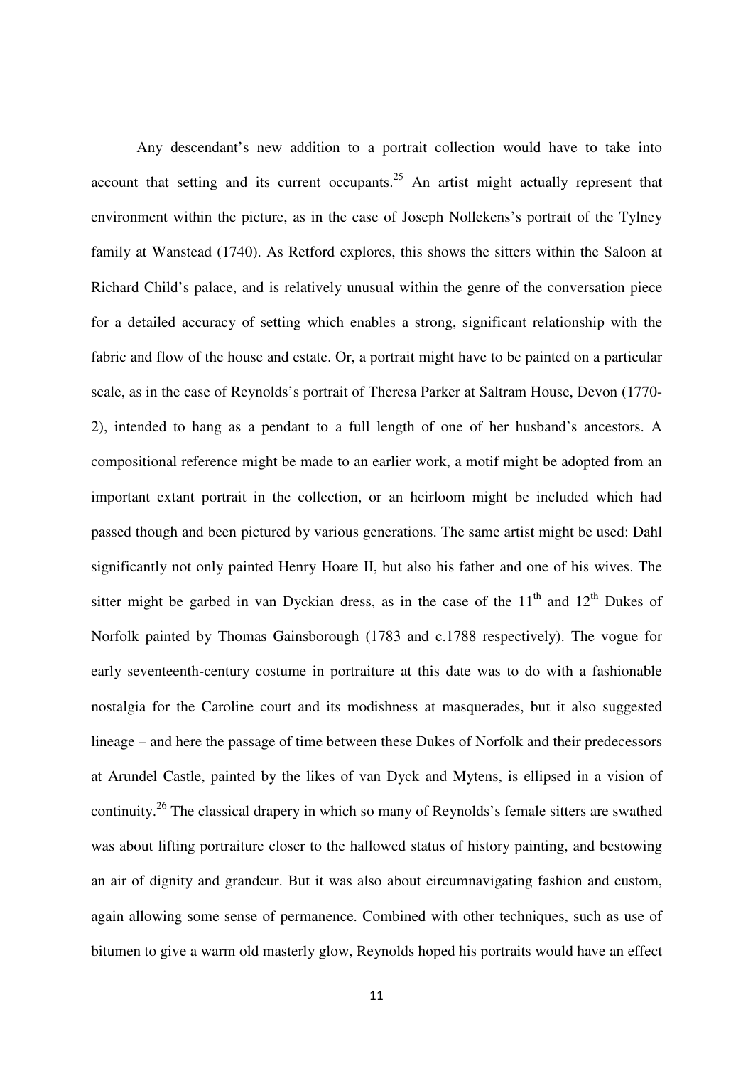Any descendant's new addition to a portrait collection would have to take into account that setting and its current occupants.[25] An artist might actually represent that environment within the picture, as in the case of Joseph Nollekens's portrait of the Tylney family at Wanstead (1740). As Retford explores, this shows the sitters within the Saloon at Richard Child's palace, and is relatively unusual within the genre of the conversation piece for a detailed accuracy of setting which enables a strong, significant relationship with the fabric and flow of the house and estate. Or, a portrait might have to be painted on a particular scale, as in the case of Reynolds's portrait of Theresa Parker at Saltram House, Devon (1770-2), intended to hang as a pendant to a full length of one of her husband's ancestors. A compositional reference might be made to an earlier work, a motif might be adopted from an important extant portrait in the collection, or an heirloom might be included which had passed though and been pictured by various generations. The same artist might be used: Dahl significantly not only painted Henry Hoare II, but also his father and one of his wives. The sitter might be garbed in van Dyckian dress, as in the case of the 11th and 12th Dukes of Norfolk painted by Thomas Gainsborough (1783 and c.1788 respectively). The vogue for early seventeenth-century costume in portraiture at this date was to do with a fashionable nostalgia for the Caroline court and its modishness at masquerades, but it also suggested lineage – and here the passage of time between these Dukes of Norfolk and their predecessors at Arundel Castle, painted by the likes of van Dyck and Mytens, is ellipsed in a vision of continuity.[26] The classical drapery in which so many of Reynolds's female sitters are swathed was about lifting portraiture closer to the hallowed status of history painting, and bestowing an air of dignity and grandeur. But it was also about circumnavigating fashion and custom, again allowing some sense of permanence. Combined with other techniques, such as use of bitumen to give a warm old masterly glow, Reynolds hoped his portraits would have an effect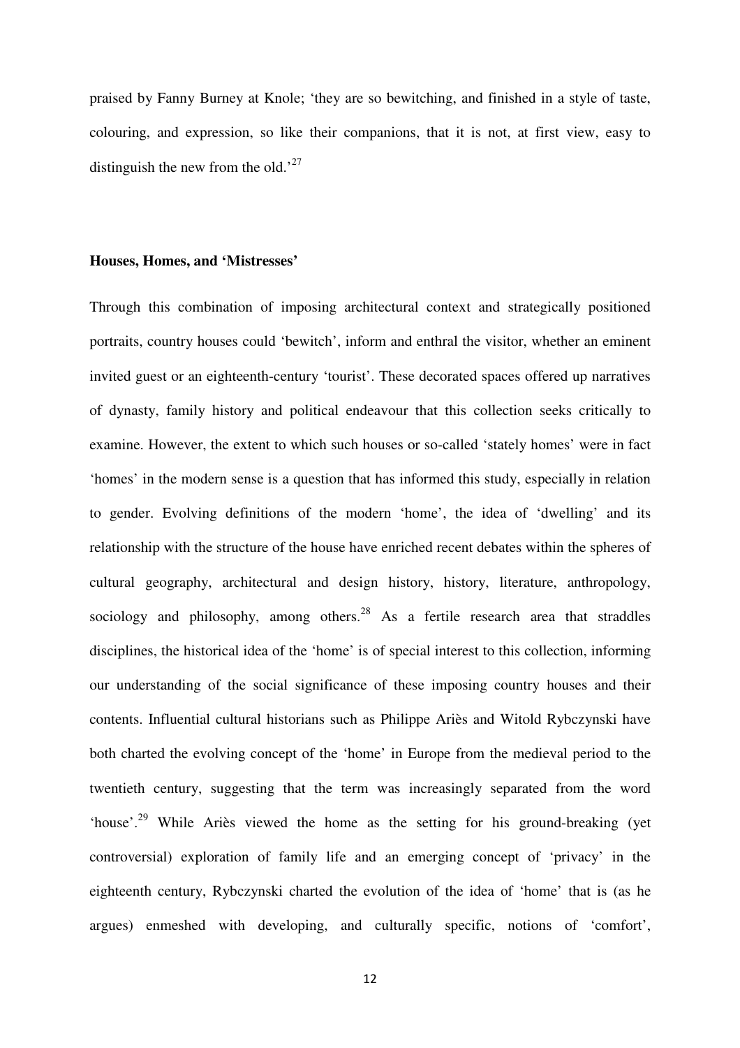praised by Fanny Burney at Knole; 'they are so bewitching, and finished in a style of taste, colouring, and expression, so like their companions, that it is not, at first view, easy to distinguish the new from the old.'[27]

### Houses, Homes, and 'Mistresses'

Through this combination of imposing architectural context and strategically positioned portraits, country houses could 'bewitch', inform and enthral the visitor, whether an eminent invited guest or an eighteenth-century 'tourist'. These decorated spaces offered up narratives of dynasty, family history and political endeavour that this collection seeks critically to examine. However, the extent to which such houses or so-called 'stately homes' were in fact 'homes' in the modern sense is a question that has informed this study, especially in relation to gender. Evolving definitions of the modern 'home', the idea of 'dwelling' and its relationship with the structure of the house have enriched recent debates within the spheres of cultural geography, architectural and design history, history, literature, anthropology, sociology and philosophy, among others.[28] As a fertile research area that straddles disciplines, the historical idea of the 'home' is of special interest to this collection, informing our understanding of the social significance of these imposing country houses and their contents. Influential cultural historians such as Philippe Ariès and Witold Rybczynski have both charted the evolving concept of the 'home' in Europe from the medieval period to the twentieth century, suggesting that the term was increasingly separated from the word 'house'.[29] While Ariès viewed the home as the setting for his ground-breaking (yet controversial) exploration of family life and an emerging concept of 'privacy' in the eighteenth century, Rybczynski charted the evolution of the idea of 'home' that is (as he argues) enmeshed with developing, and culturally specific, notions of 'comfort',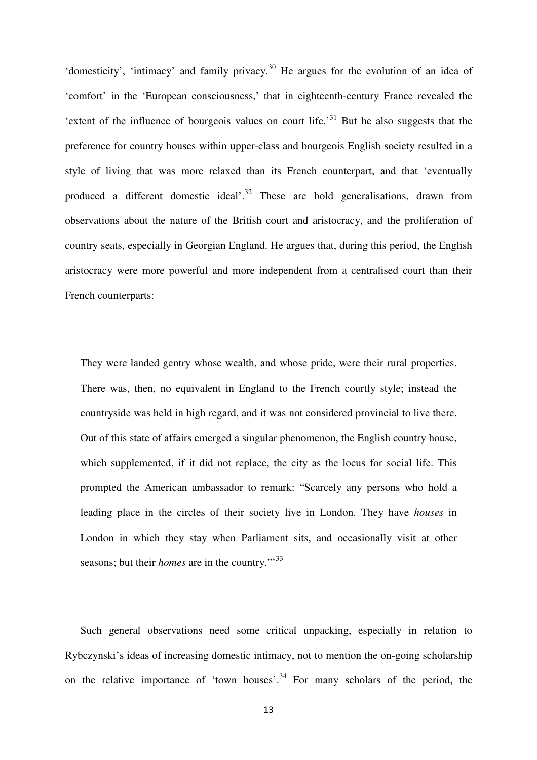'domesticity', 'intimacy' and family privacy.[30] He argues for the evolution of an idea of 'comfort' in the 'European consciousness,' that in eighteenth-century France revealed the 'extent of the influence of bourgeois values on court life.'[31] But he also suggests that the preference for country houses within upper-class and bourgeois English society resulted in a style of living that was more relaxed than its French counterpart, and that 'eventually produced a different domestic ideal'.[32] These are bold generalisations, drawn from observations about the nature of the British court and aristocracy, and the proliferation of country seats, especially in Georgian England. He argues that, during this period, the English aristocracy were more powerful and more independent from a centralised court than their French counterparts:

> They were landed gentry whose wealth, and whose pride, were their rural properties. There was, then, no equivalent in England to the French courtly style; instead the countryside was held in high regard, and it was not considered provincial to live there. Out of this state of affairs emerged a singular phenomenon, the English country house, which supplemented, if it did not replace, the city as the locus for social life. This prompted the American ambassador to remark: "Scarcely any persons who hold a leading place in the circles of their society live in London. They have *houses* in London in which they stay when Parliament sits, and occasionally visit at other seasons; but their *homes* are in the country."'[33]

Such general observations need some critical unpacking, especially in relation to Rybczynski's ideas of increasing domestic intimacy, not to mention the on-going scholarship on the relative importance of 'town houses'.[34] For many scholars of the period, the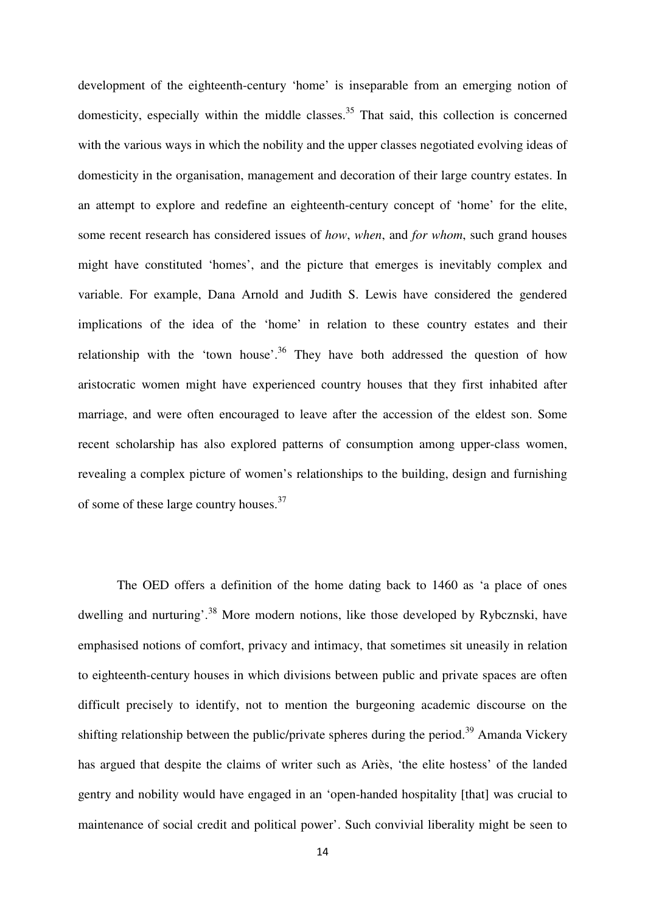development of the eighteenth-century 'home' is inseparable from an emerging notion of domesticity, especially within the middle classes.[35] That said, this collection is concerned with the various ways in which the nobility and the upper classes negotiated evolving ideas of domesticity in the organisation, management and decoration of their large country estates. In an attempt to explore and redefine an eighteenth-century concept of 'home' for the elite, some recent research has considered issues of *how*, *when*, and *for whom*, such grand houses might have constituted 'homes', and the picture that emerges is inevitably complex and variable. For example, Dana Arnold and Judith S. Lewis have considered the gendered implications of the idea of the 'home' in relation to these country estates and their relationship with the 'town house'.[36] They have both addressed the question of how aristocratic women might have experienced country houses that they first inhabited after marriage, and were often encouraged to leave after the accession of the eldest son. Some recent scholarship has also explored patterns of consumption among upper-class women, revealing a complex picture of women's relationships to the building, design and furnishing of some of these large country houses.[37]

The OED offers a definition of the home dating back to 1460 as 'a place of ones dwelling and nurturing'.[38] More modern notions, like those developed by Rybcznski, have emphasised notions of comfort, privacy and intimacy, that sometimes sit uneasily in relation to eighteenth-century houses in which divisions between public and private spaces are often difficult precisely to identify, not to mention the burgeoning academic discourse on the shifting relationship between the public/private spheres during the period.[39] Amanda Vickery has argued that despite the claims of writer such as Ariès, 'the elite hostess' of the landed gentry and nobility would have engaged in an 'open-handed hospitality [that] was crucial to maintenance of social credit and political power'. Such convivial liberality might be seen to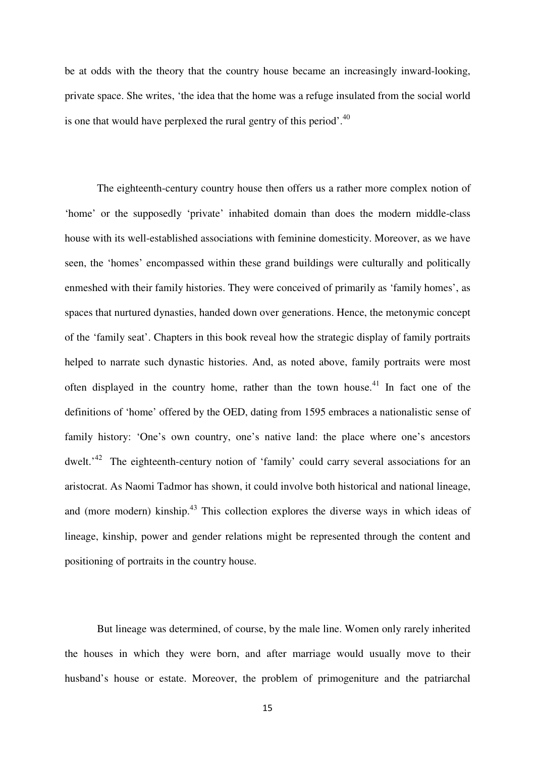be at odds with the theory that the country house became an increasingly inward-looking, private space. She writes, 'the idea that the home was a refuge insulated from the social world is one that would have perplexed the rural gentry of this period'.[40]

The eighteenth-century country house then offers us a rather more complex notion of 'home' or the supposedly 'private' inhabited domain than does the modern middle-class house with its well-established associations with feminine domesticity. Moreover, as we have seen, the 'homes' encompassed within these grand buildings were culturally and politically enmeshed with their family histories. They were conceived of primarily as 'family homes', as spaces that nurtured dynasties, handed down over generations. Hence, the metonymic concept of the 'family seat'. Chapters in this book reveal how the strategic display of family portraits helped to narrate such dynastic histories. And, as noted above, family portraits were most often displayed in the country home, rather than the town house.[41] In fact one of the definitions of 'home' offered by the OED, dating from 1595 embraces a nationalistic sense of family history: 'One's own country, one's native land: the place where one's ancestors dwelt.'[42] The eighteenth-century notion of 'family' could carry several associations for an aristocrat. As Naomi Tadmor has shown, it could involve both historical and national lineage, and (more modern) kinship.[43] This collection explores the diverse ways in which ideas of lineage, kinship, power and gender relations might be represented through the content and positioning of portraits in the country house.

But lineage was determined, of course, by the male line. Women only rarely inherited the houses in which they were born, and after marriage would usually move to their husband's house or estate. Moreover, the problem of primogeniture and the patriarchal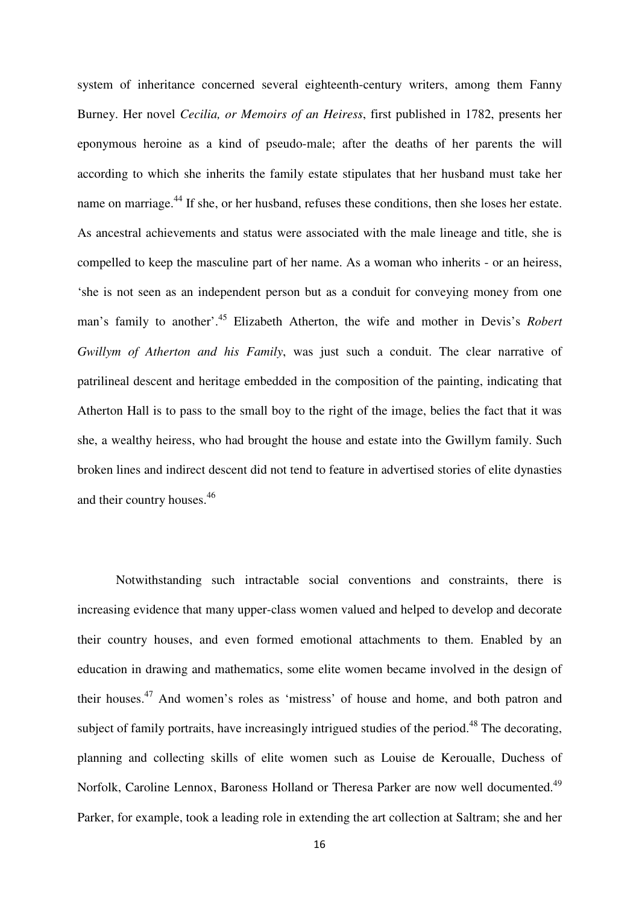system of inheritance concerned several eighteenth-century writers, among them Fanny Burney. Her novel *Cecilia, or Memoirs of an Heiress*, first published in 1782, presents her eponymous heroine as a kind of pseudo-male; after the deaths of her parents the will according to which she inherits the family estate stipulates that her husband must take her name on marriage.[44] If she, or her husband, refuses these conditions, then she loses her estate. As ancestral achievements and status were associated with the male lineage and title, she is compelled to keep the masculine part of her name. As a woman who inherits - or an heiress, 'she is not seen as an independent person but as a conduit for conveying money from one man's family to another'.[45] Elizabeth Atherton, the wife and mother in Devis's *Robert Gwillym of Atherton and his Family*, was just such a conduit. The clear narrative of patrilineal descent and heritage embedded in the composition of the painting, indicating that Atherton Hall is to pass to the small boy to the right of the image, belies the fact that it was she, a wealthy heiress, who had brought the house and estate into the Gwillym family. Such broken lines and indirect descent did not tend to feature in advertised stories of elite dynasties and their country houses.[46]

Notwithstanding such intractable social conventions and constraints, there is increasing evidence that many upper-class women valued and helped to develop and decorate their country houses, and even formed emotional attachments to them. Enabled by an education in drawing and mathematics, some elite women became involved in the design of their houses.[47] And women's roles as 'mistress' of house and home, and both patron and subject of family portraits, have increasingly intrigued studies of the period.[48] The decorating, planning and collecting skills of elite women such as Louise de Keroualle, Duchess of Norfolk, Caroline Lennox, Baroness Holland or Theresa Parker are now well documented.[49] Parker, for example, took a leading role in extending the art collection at Saltram; she and her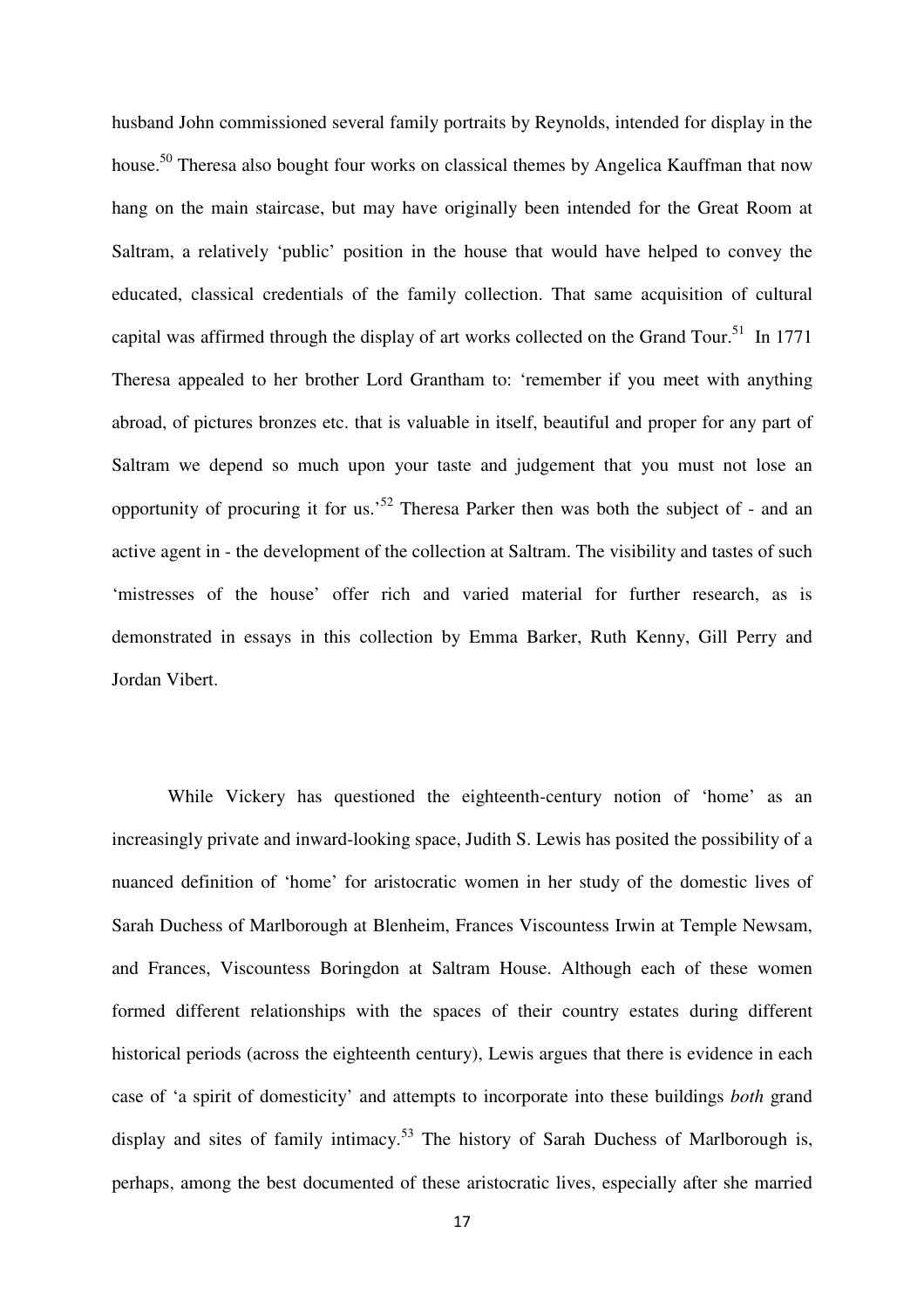husband John commissioned several family portraits by Reynolds, intended for display in the house.[50] Theresa also bought four works on classical themes by Angelica Kauffman that now hang on the main staircase, but may have originally been intended for the Great Room at Saltram, a relatively 'public' position in the house that would have helped to convey the educated, classical credentials of the family collection. That same acquisition of cultural capital was affirmed through the display of art works collected on the Grand Tour.[51] In 1771 Theresa appealed to her brother Lord Grantham to: 'remember if you meet with anything abroad, of pictures bronzes etc. that is valuable in itself, beautiful and proper for any part of Saltram we depend so much upon your taste and judgement that you must not lose an opportunity of procuring it for us.'[52] Theresa Parker then was both the subject of - and an active agent in - the development of the collection at Saltram. The visibility and tastes of such 'mistresses of the house' offer rich and varied material for further research, as is demonstrated in essays in this collection by Emma Barker, Ruth Kenny, Gill Perry and Jordan Vibert.

While Vickery has questioned the eighteenth-century notion of 'home' as an increasingly private and inward-looking space, Judith S. Lewis has posited the possibility of a nuanced definition of 'home' for aristocratic women in her study of the domestic lives of Sarah Duchess of Marlborough at Blenheim, Frances Viscountess Irwin at Temple Newsam, and Frances, Viscountess Boringdon at Saltram House. Although each of these women formed different relationships with the spaces of their country estates during different historical periods (across the eighteenth century), Lewis argues that there is evidence in each case of 'a spirit of domesticity' and attempts to incorporate into these buildings *both* grand display and sites of family intimacy.[53] The history of Sarah Duchess of Marlborough is, perhaps, among the best documented of these aristocratic lives, especially after she married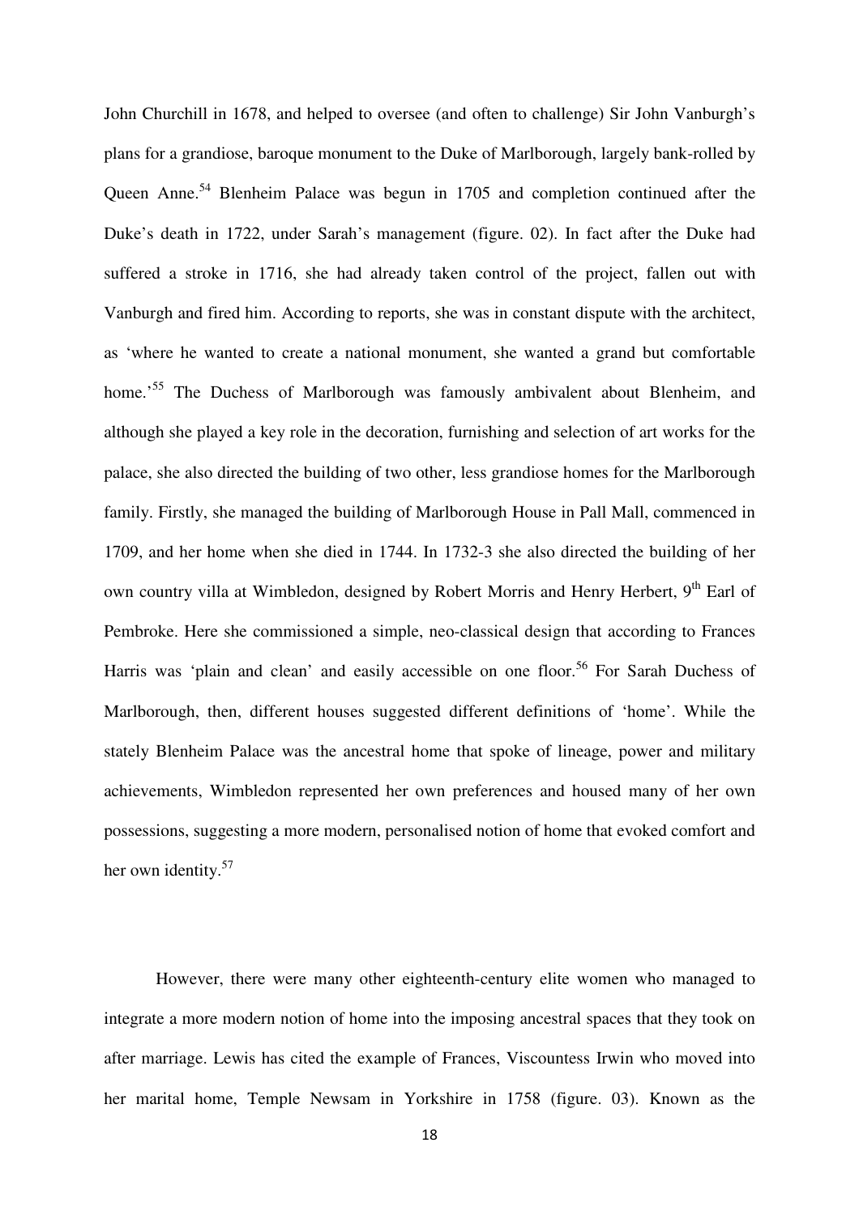John Churchill in 1678, and helped to oversee (and often to challenge) Sir John Vanburgh's plans for a grandiose, baroque monument to the Duke of Marlborough, largely bank-rolled by Queen Anne.[54] Blenheim Palace was begun in 1705 and completion continued after the Duke's death in 1722, under Sarah's management (figure. 02). In fact after the Duke had suffered a stroke in 1716, she had already taken control of the project, fallen out with Vanburgh and fired him. According to reports, she was in constant dispute with the architect, as 'where he wanted to create a national monument, she wanted a grand but comfortable home.'[55] The Duchess of Marlborough was famously ambivalent about Blenheim, and although she played a key role in the decoration, furnishing and selection of art works for the palace, she also directed the building of two other, less grandiose homes for the Marlborough family. Firstly, she managed the building of Marlborough House in Pall Mall, commenced in 1709, and her home when she died in 1744. In 1732-3 she also directed the building of her own country villa at Wimbledon, designed by Robert Morris and Henry Herbert, 9th Earl of Pembroke. Here she commissioned a simple, neo-classical design that according to Frances Harris was 'plain and clean' and easily accessible on one floor.[56] For Sarah Duchess of Marlborough, then, different houses suggested different definitions of 'home'. While the stately Blenheim Palace was the ancestral home that spoke of lineage, power and military achievements, Wimbledon represented her own preferences and housed many of her own possessions, suggesting a more modern, personalised notion of home that evoked comfort and her own identity.[57]

However, there were many other eighteenth-century elite women who managed to integrate a more modern notion of home into the imposing ancestral spaces that they took on after marriage. Lewis has cited the example of Frances, Viscountess Irwin who moved into her marital home, Temple Newsam in Yorkshire in 1758 (figure. 03). Known as the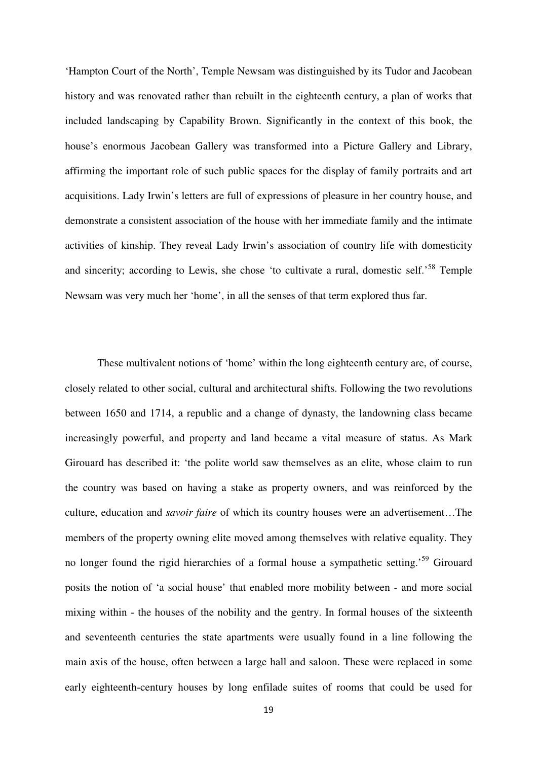'Hampton Court of the North', Temple Newsam was distinguished by its Tudor and Jacobean history and was renovated rather than rebuilt in the eighteenth century, a plan of works that included landscaping by Capability Brown. Significantly in the context of this book, the house's enormous Jacobean Gallery was transformed into a Picture Gallery and Library, affirming the important role of such public spaces for the display of family portraits and art acquisitions. Lady Irwin's letters are full of expressions of pleasure in her country house, and demonstrate a consistent association of the house with her immediate family and the intimate activities of kinship. They reveal Lady Irwin's association of country life with domesticity and sincerity; according to Lewis, she chose 'to cultivate a rural, domestic self.'[58] Temple Newsam was very much her 'home', in all the senses of that term explored thus far.

These multivalent notions of 'home' within the long eighteenth century are, of course, closely related to other social, cultural and architectural shifts. Following the two revolutions between 1650 and 1714, a republic and a change of dynasty, the landowning class became increasingly powerful, and property and land became a vital measure of status. As Mark Girouard has described it: 'the polite world saw themselves as an elite, whose claim to run the country was based on having a stake as property owners, and was reinforced by the culture, education and *savoir faire* of which its country houses were an advertisement…The members of the property owning elite moved among themselves with relative equality. They no longer found the rigid hierarchies of a formal house a sympathetic setting.'[59] Girouard posits the notion of 'a social house' that enabled more mobility between - and more social mixing within - the houses of the nobility and the gentry. In formal houses of the sixteenth and seventeenth centuries the state apartments were usually found in a line following the main axis of the house, often between a large hall and saloon. These were replaced in some early eighteenth-century houses by long enfilade suites of rooms that could be used for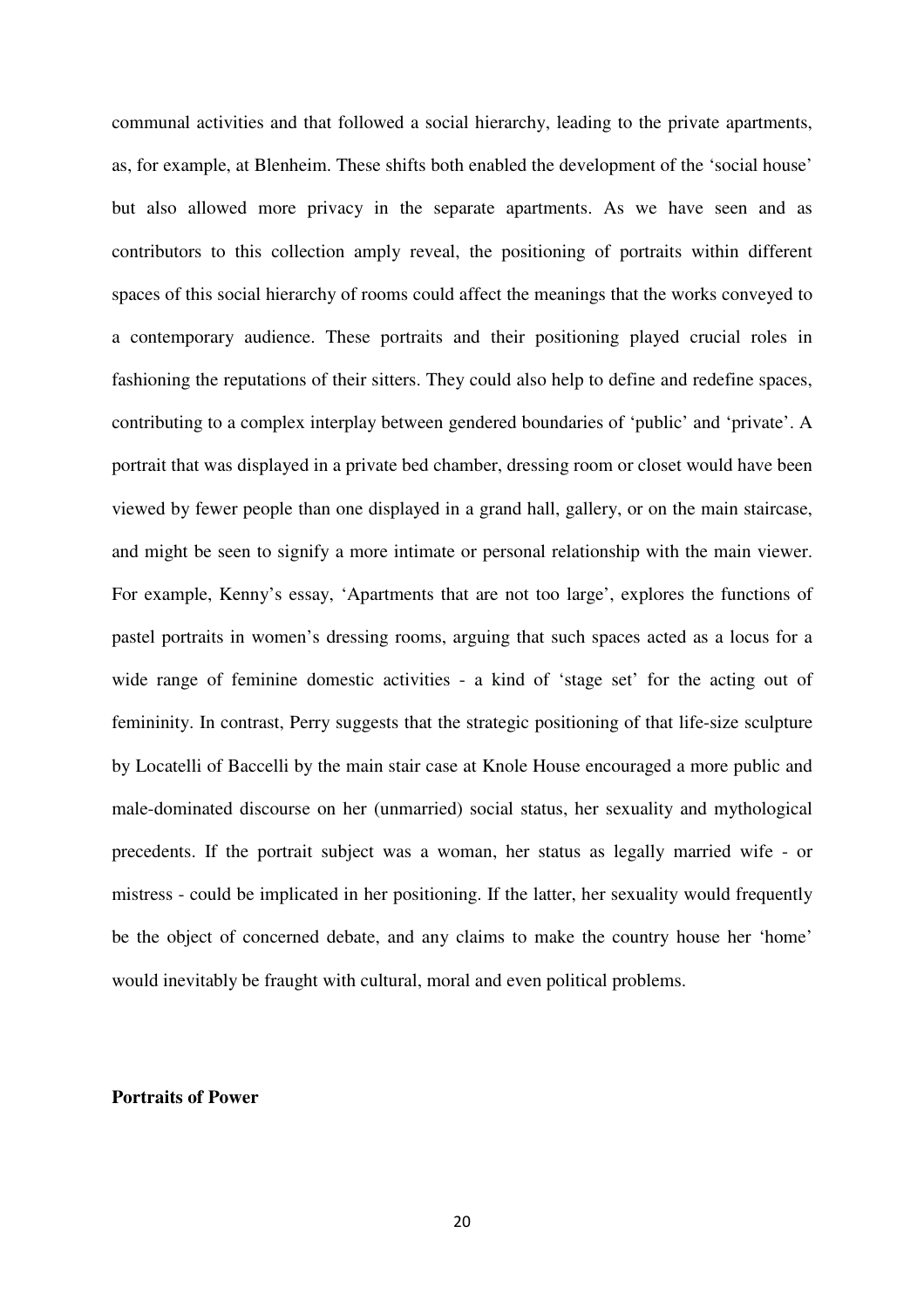communal activities and that followed a social hierarchy, leading to the private apartments, as, for example, at Blenheim. These shifts both enabled the development of the 'social house' but also allowed more privacy in the separate apartments. As we have seen and as contributors to this collection amply reveal, the positioning of portraits within different spaces of this social hierarchy of rooms could affect the meanings that the works conveyed to a contemporary audience. These portraits and their positioning played crucial roles in fashioning the reputations of their sitters. They could also help to define and redefine spaces, contributing to a complex interplay between gendered boundaries of 'public' and 'private'. A portrait that was displayed in a private bed chamber, dressing room or closet would have been viewed by fewer people than one displayed in a grand hall, gallery, or on the main staircase, and might be seen to signify a more intimate or personal relationship with the main viewer. For example, Kenny's essay, 'Apartments that are not too large', explores the functions of pastel portraits in women's dressing rooms, arguing that such spaces acted as a locus for a wide range of feminine domestic activities - a kind of 'stage set' for the acting out of femininity. In contrast, Perry suggests that the strategic positioning of that life-size sculpture by Locatelli of Baccelli by the main stair case at Knole House encouraged a more public and male-dominated discourse on her (unmarried) social status, her sexuality and mythological precedents. If the portrait subject was a woman, her status as legally married wife - or mistress - could be implicated in her positioning. If the latter, her sexuality would frequently be the object of concerned debate, and any claims to make the country house her 'home' would inevitably be fraught with cultural, moral and even political problems.

**Portraits of Power**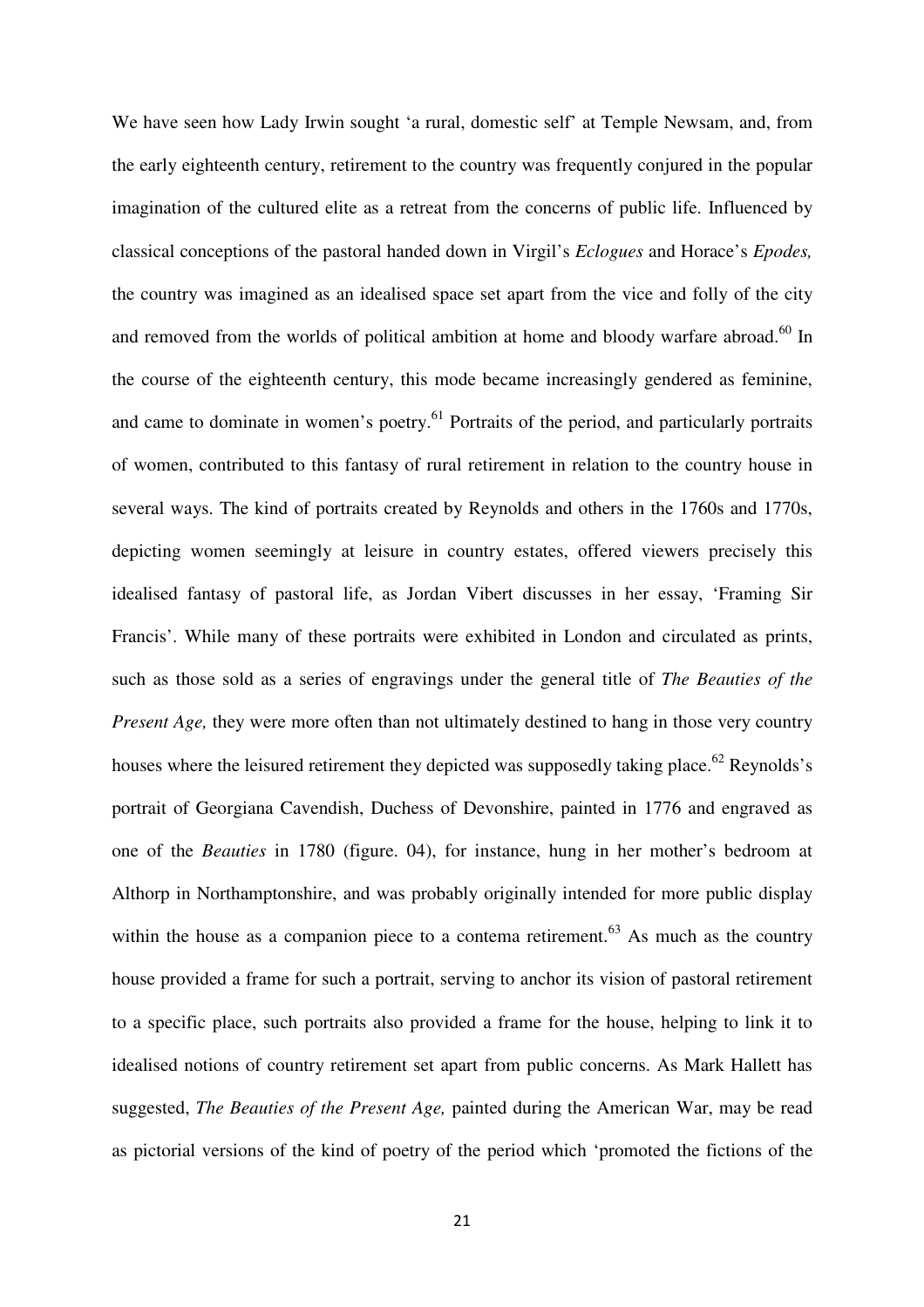We have seen how Lady Irwin sought 'a rural, domestic self' at Temple Newsam, and, from the early eighteenth century, retirement to the country was frequently conjured in the popular imagination of the cultured elite as a retreat from the concerns of public life. Influenced by classical conceptions of the pastoral handed down in Virgil's *Eclogues* and Horace's *Epodes,* the country was imagined as an idealised space set apart from the vice and folly of the city and removed from the worlds of political ambition at home and bloody warfare abroad.[60] In the course of the eighteenth century, this mode became increasingly gendered as feminine, and came to dominate in women's poetry.[61] Portraits of the period, and particularly portraits of women, contributed to this fantasy of rural retirement in relation to the country house in several ways. The kind of portraits created by Reynolds and others in the 1760s and 1770s, depicting women seemingly at leisure in country estates, offered viewers precisely this idealised fantasy of pastoral life, as Jordan Vibert discusses in her essay, 'Framing Sir Francis'. While many of these portraits were exhibited in London and circulated as prints, such as those sold as a series of engravings under the general title of *The Beauties of the Present Age,* they were more often than not ultimately destined to hang in those very country houses where the leisured retirement they depicted was supposedly taking place.[62] Reynolds's portrait of Georgiana Cavendish, Duchess of Devonshire, painted in 1776 and engraved as one of the *Beauties* in 1780 (figure. 04), for instance, hung in her mother's bedroom at Althorp in Northamptonshire, and was probably originally intended for more public display within the house as a companion piece to a contema retirement.[63] As much as the country house provided a frame for such a portrait, serving to anchor its vision of pastoral retirement to a specific place, such portraits also provided a frame for the house, helping to link it to idealised notions of country retirement set apart from public concerns. As Mark Hallett has suggested, *The Beauties of the Present Age,* painted during the American War, may be read as pictorial versions of the kind of poetry of the period which 'promoted the fictions of the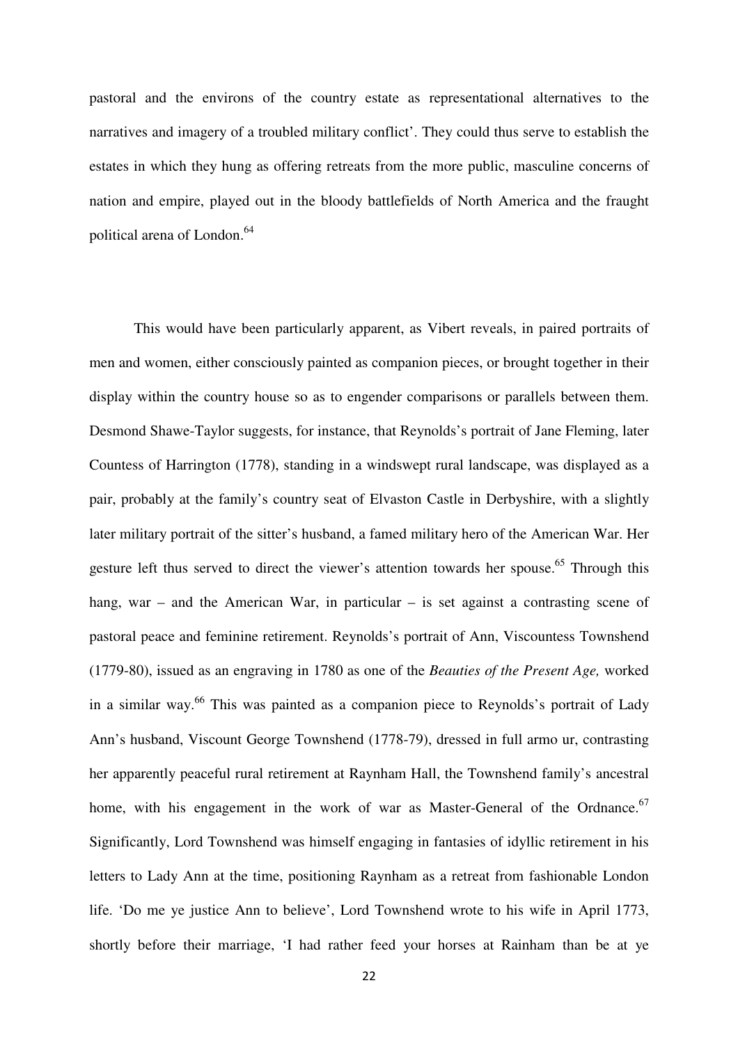pastoral and the environs of the country estate as representational alternatives to the narratives and imagery of a troubled military conflict'. They could thus serve to establish the estates in which they hung as offering retreats from the more public, masculine concerns of nation and empire, played out in the bloody battlefields of North America and the fraught political arena of London.[64]

This would have been particularly apparent, as Vibert reveals, in paired portraits of men and women, either consciously painted as companion pieces, or brought together in their display within the country house so as to engender comparisons or parallels between them. Desmond Shawe-Taylor suggests, for instance, that Reynolds's portrait of Jane Fleming, later Countess of Harrington (1778), standing in a windswept rural landscape, was displayed as a pair, probably at the family's country seat of Elvaston Castle in Derbyshire, with a slightly later military portrait of the sitter's husband, a famed military hero of the American War. Her gesture left thus served to direct the viewer's attention towards her spouse.[65] Through this hang, war – and the American War, in particular – is set against a contrasting scene of pastoral peace and feminine retirement. Reynolds's portrait of Ann, Viscountess Townshend (1779-80), issued as an engraving in 1780 as one of the *Beauties of the Present Age,* worked in a similar way.[66] This was painted as a companion piece to Reynolds's portrait of Lady Ann's husband, Viscount George Townshend (1778-79), dressed in full armo ur, contrasting her apparently peaceful rural retirement at Raynham Hall, the Townshend family's ancestral home, with his engagement in the work of war as Master-General of the Ordnance.[67] Significantly, Lord Townshend was himself engaging in fantasies of idyllic retirement in his letters to Lady Ann at the time, positioning Raynham as a retreat from fashionable London life. 'Do me ye justice Ann to believe', Lord Townshend wrote to his wife in April 1773, shortly before their marriage, 'I had rather feed your horses at Rainham than be at ye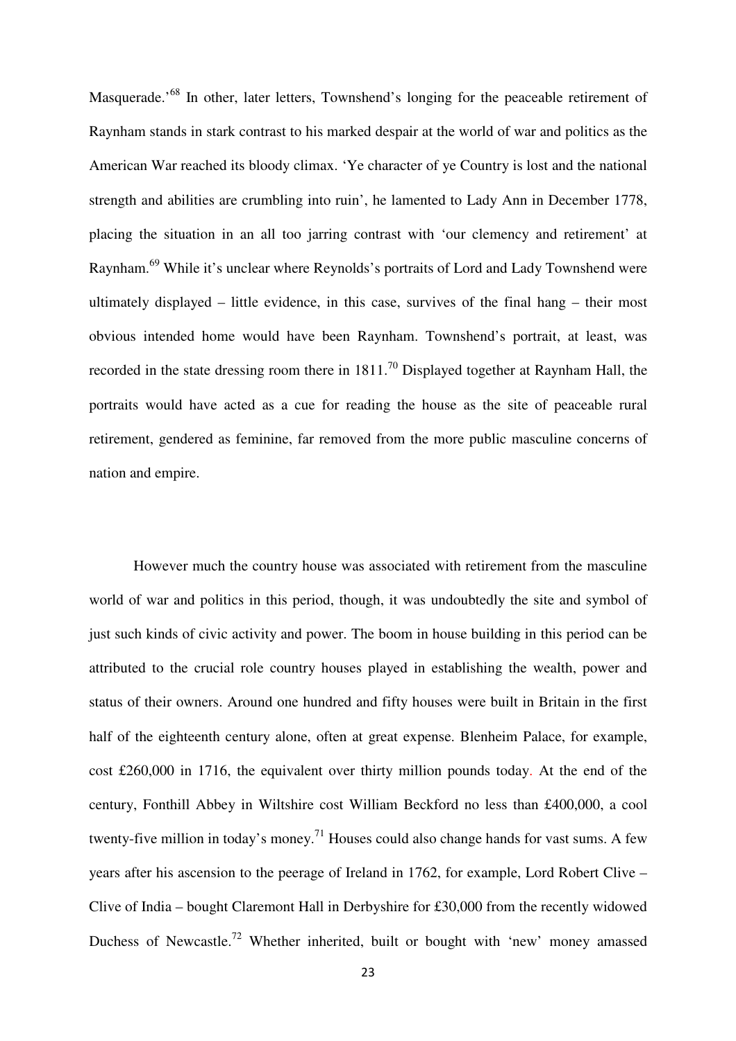Masquerade.'[68] In other, later letters, Townshend's longing for the peaceable retirement of Raynham stands in stark contrast to his marked despair at the world of war and politics as the American War reached its bloody climax. 'Ye character of ye Country is lost and the national strength and abilities are crumbling into ruin', he lamented to Lady Ann in December 1778, placing the situation in an all too jarring contrast with 'our clemency and retirement' at Raynham.[69] While it's unclear where Reynolds's portraits of Lord and Lady Townshend were ultimately displayed – little evidence, in this case, survives of the final hang – their most obvious intended home would have been Raynham. Townshend's portrait, at least, was recorded in the state dressing room there in 1811.[70] Displayed together at Raynham Hall, the portraits would have acted as a cue for reading the house as the site of peaceable rural retirement, gendered as feminine, far removed from the more public masculine concerns of nation and empire.

However much the country house was associated with retirement from the masculine world of war and politics in this period, though, it was undoubtedly the site and symbol of just such kinds of civic activity and power. The boom in house building in this period can be attributed to the crucial role country houses played in establishing the wealth, power and status of their owners. Around one hundred and fifty houses were built in Britain in the first half of the eighteenth century alone, often at great expense. Blenheim Palace, for example, cost £260,000 in 1716, the equivalent over thirty million pounds today. At the end of the century, Fonthill Abbey in Wiltshire cost William Beckford no less than £400,000, a cool twenty-five million in today's money.[71] Houses could also change hands for vast sums. A few years after his ascension to the peerage of Ireland in 1762, for example, Lord Robert Clive – Clive of India – bought Claremont Hall in Derbyshire for £30,000 from the recently widowed Duchess of Newcastle.[72] Whether inherited, built or bought with 'new' money amassed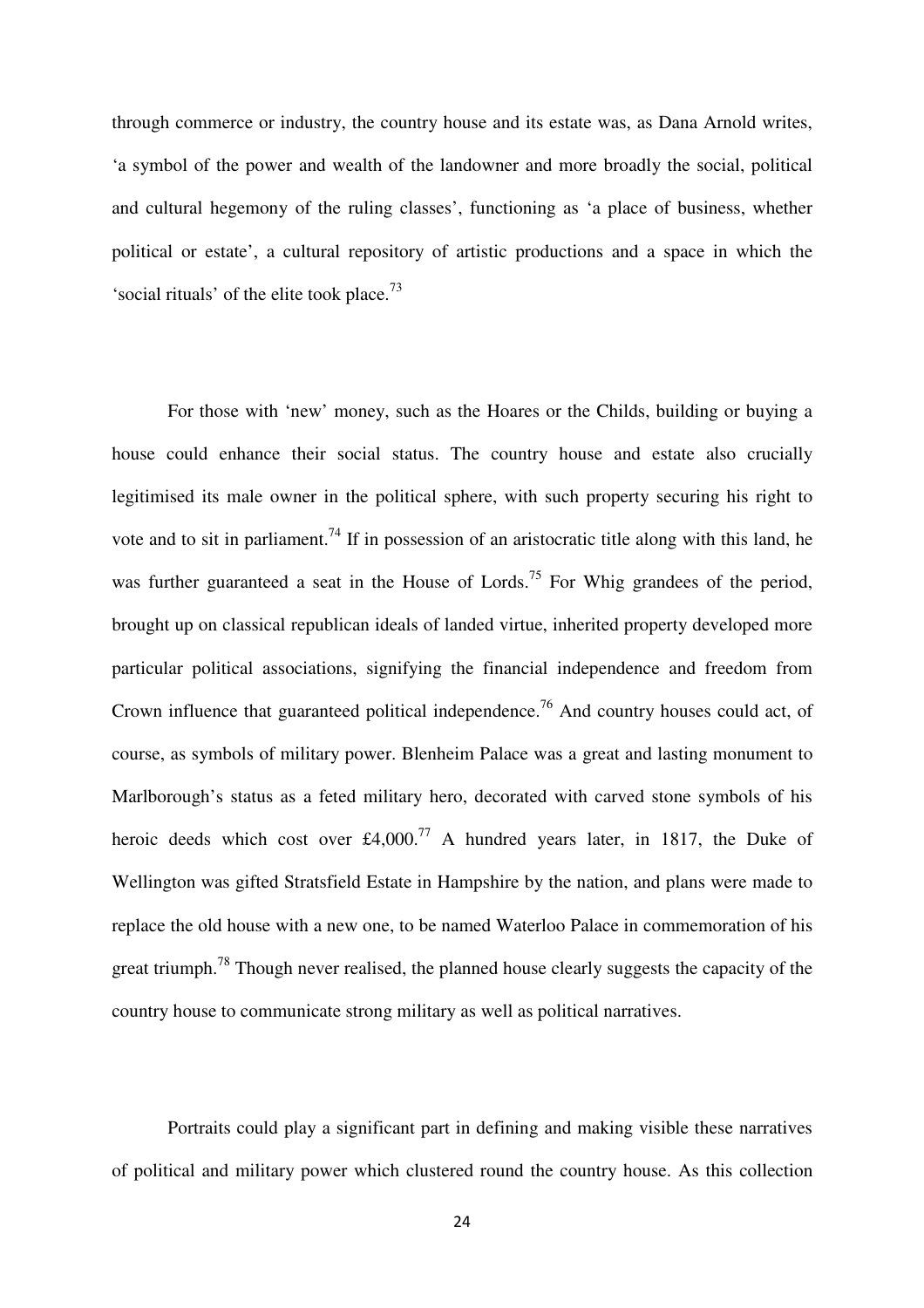through commerce or industry, the country house and its estate was, as Dana Arnold writes, 'a symbol of the power and wealth of the landowner and more broadly the social, political and cultural hegemony of the ruling classes', functioning as 'a place of business, whether political or estate', a cultural repository of artistic productions and a space in which the 'social rituals' of the elite took place.[73]

For those with 'new' money, such as the Hoares or the Childs, building or buying a house could enhance their social status. The country house and estate also crucially legitimised its male owner in the political sphere, with such property securing his right to vote and to sit in parliament.[74] If in possession of an aristocratic title along with this land, he was further guaranteed a seat in the House of Lords.[75] For Whig grandees of the period, brought up on classical republican ideals of landed virtue, inherited property developed more particular political associations, signifying the financial independence and freedom from Crown influence that guaranteed political independence.[76] And country houses could act, of course, as symbols of military power. Blenheim Palace was a great and lasting monument to Marlborough's status as a feted military hero, decorated with carved stone symbols of his heroic deeds which cost over £4,000.[77] A hundred years later, in 1817, the Duke of Wellington was gifted Stratsfield Estate in Hampshire by the nation, and plans were made to replace the old house with a new one, to be named Waterloo Palace in commemoration of his great triumph.[78] Though never realised, the planned house clearly suggests the capacity of the country house to communicate strong military as well as political narratives.

Portraits could play a significant part in defining and making visible these narratives of political and military power which clustered round the country house. As this collection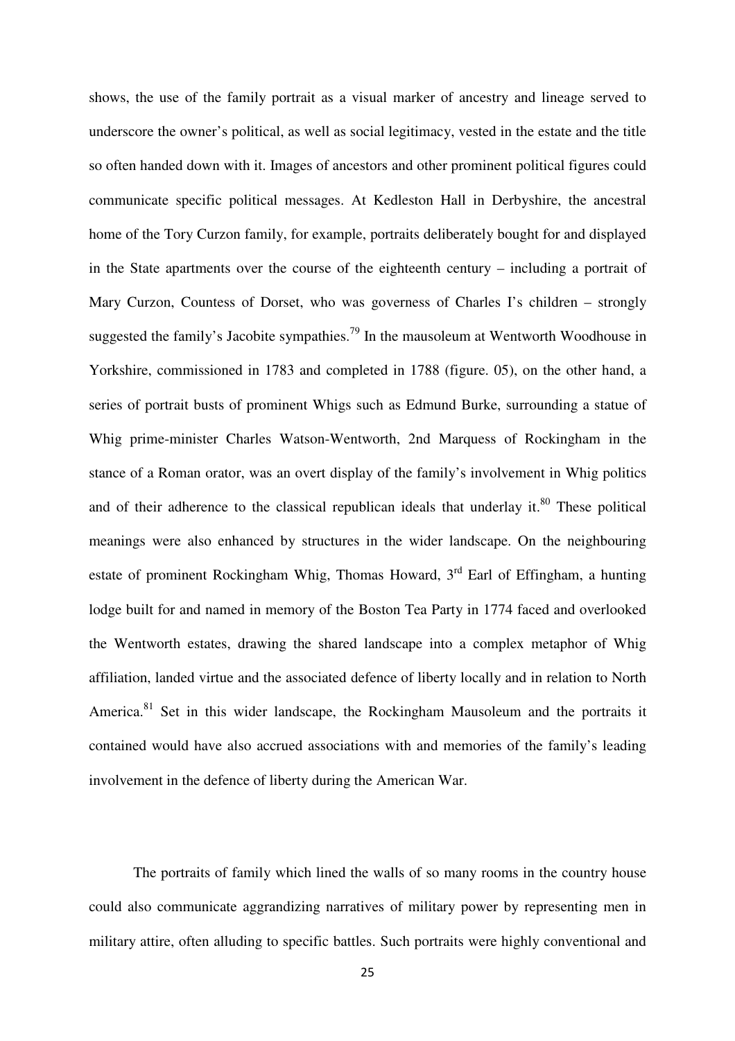shows, the use of the family portrait as a visual marker of ancestry and lineage served to underscore the owner's political, as well as social legitimacy, vested in the estate and the title so often handed down with it. Images of ancestors and other prominent political figures could communicate specific political messages. At Kedleston Hall in Derbyshire, the ancestral home of the Tory Curzon family, for example, portraits deliberately bought for and displayed in the State apartments over the course of the eighteenth century – including a portrait of Mary Curzon, Countess of Dorset, who was governess of Charles I's children – strongly suggested the family's Jacobite sympathies.[79] In the mausoleum at Wentworth Woodhouse in Yorkshire, commissioned in 1783 and completed in 1788 (figure. 05), on the other hand, a series of portrait busts of prominent Whigs such as Edmund Burke, surrounding a statue of Whig prime-minister Charles Watson-Wentworth, 2nd Marquess of Rockingham in the stance of a Roman orator, was an overt display of the family's involvement in Whig politics and of their adherence to the classical republican ideals that underlay it.[80] These political meanings were also enhanced by structures in the wider landscape. On the neighbouring estate of prominent Rockingham Whig, Thomas Howard, 3rd Earl of Effingham, a hunting lodge built for and named in memory of the Boston Tea Party in 1774 faced and overlooked the Wentworth estates, drawing the shared landscape into a complex metaphor of Whig affiliation, landed virtue and the associated defence of liberty locally and in relation to North America.[81] Set in this wider landscape, the Rockingham Mausoleum and the portraits it contained would have also accrued associations with and memories of the family's leading involvement in the defence of liberty during the American War.

The portraits of family which lined the walls of so many rooms in the country house could also communicate aggrandizing narratives of military power by representing men in military attire, often alluding to specific battles. Such portraits were highly conventional and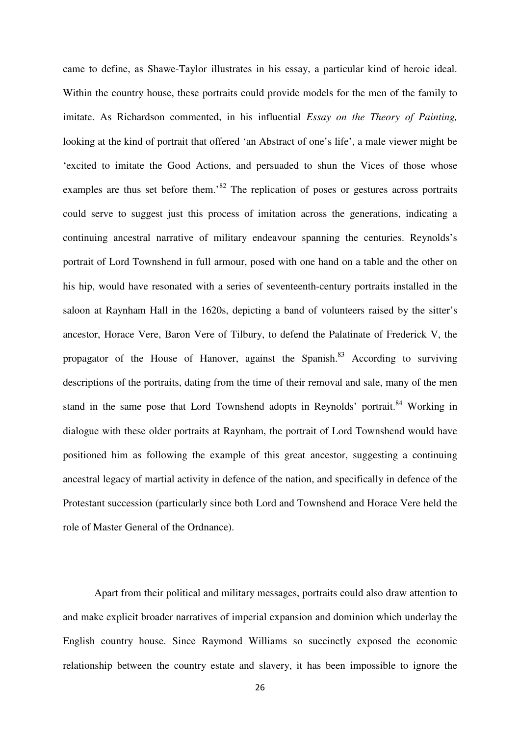came to define, as Shawe-Taylor illustrates in his essay, a particular kind of heroic ideal. Within the country house, these portraits could provide models for the men of the family to imitate. As Richardson commented, in his influential *Essay on the Theory of Painting,* looking at the kind of portrait that offered 'an Abstract of one's life', a male viewer might be 'excited to imitate the Good Actions, and persuaded to shun the Vices of those whose examples are thus set before them.'[82] The replication of poses or gestures across portraits could serve to suggest just this process of imitation across the generations, indicating a continuing ancestral narrative of military endeavour spanning the centuries. Reynolds's portrait of Lord Townshend in full armour, posed with one hand on a table and the other on his hip, would have resonated with a series of seventeenth-century portraits installed in the saloon at Raynham Hall in the 1620s, depicting a band of volunteers raised by the sitter's ancestor, Horace Vere, Baron Vere of Tilbury, to defend the Palatinate of Frederick V, the propagator of the House of Hanover, against the Spanish.[83] According to surviving descriptions of the portraits, dating from the time of their removal and sale, many of the men stand in the same pose that Lord Townshend adopts in Reynolds' portrait.[84] Working in dialogue with these older portraits at Raynham, the portrait of Lord Townshend would have positioned him as following the example of this great ancestor, suggesting a continuing ancestral legacy of martial activity in defence of the nation, and specifically in defence of the Protestant succession (particularly since both Lord and Townshend and Horace Vere held the role of Master General of the Ordnance).

Apart from their political and military messages, portraits could also draw attention to and make explicit broader narratives of imperial expansion and dominion which underlay the English country house. Since Raymond Williams so succinctly exposed the economic relationship between the country estate and slavery, it has been impossible to ignore the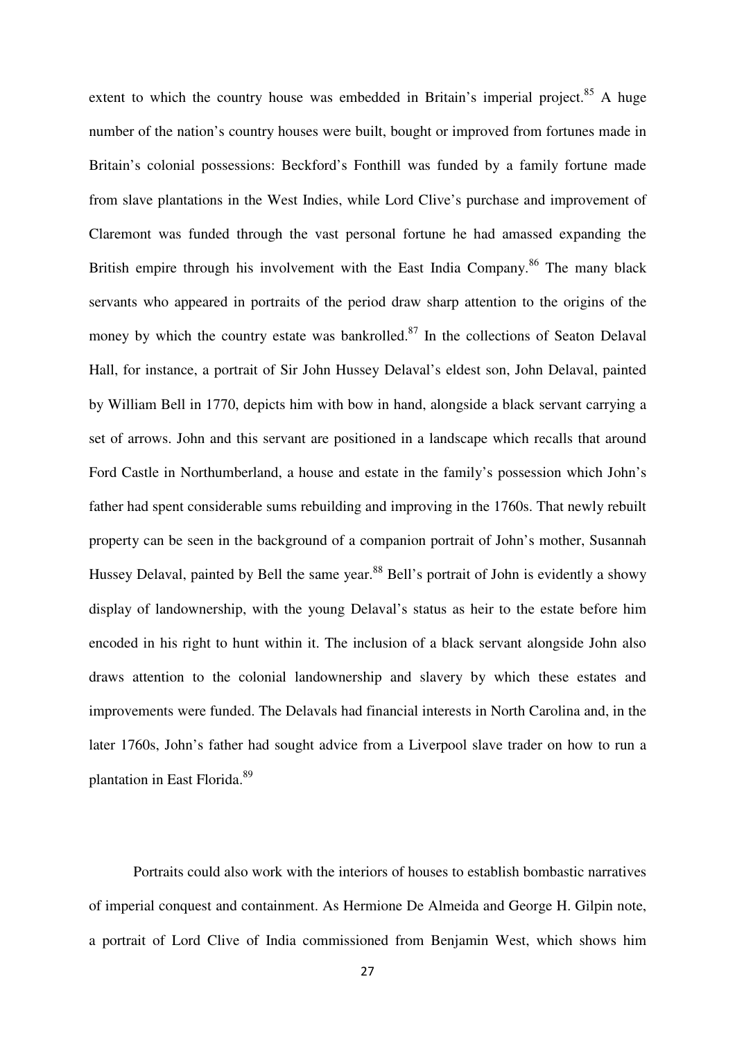extent to which the country house was embedded in Britain's imperial project.[85] A huge number of the nation's country houses were built, bought or improved from fortunes made in Britain's colonial possessions: Beckford's Fonthill was funded by a family fortune made from slave plantations in the West Indies, while Lord Clive's purchase and improvement of Claremont was funded through the vast personal fortune he had amassed expanding the British empire through his involvement with the East India Company.[86] The many black servants who appeared in portraits of the period draw sharp attention to the origins of the money by which the country estate was bankrolled.[87] In the collections of Seaton Delaval Hall, for instance, a portrait of Sir John Hussey Delaval's eldest son, John Delaval, painted by William Bell in 1770, depicts him with bow in hand, alongside a black servant carrying a set of arrows. John and this servant are positioned in a landscape which recalls that around Ford Castle in Northumberland, a house and estate in the family's possession which John's father had spent considerable sums rebuilding and improving in the 1760s. That newly rebuilt property can be seen in the background of a companion portrait of John's mother, Susannah Hussey Delaval, painted by Bell the same year.[88] Bell's portrait of John is evidently a showy display of landownership, with the young Delaval's status as heir to the estate before him encoded in his right to hunt within it. The inclusion of a black servant alongside John also draws attention to the colonial landownership and slavery by which these estates and improvements were funded. The Delavals had financial interests in North Carolina and, in the later 1760s, John's father had sought advice from a Liverpool slave trader on how to run a plantation in East Florida.[89]

Portraits could also work with the interiors of houses to establish bombastic narratives of imperial conquest and containment. As Hermione De Almeida and George H. Gilpin note, a portrait of Lord Clive of India commissioned from Benjamin West, which shows him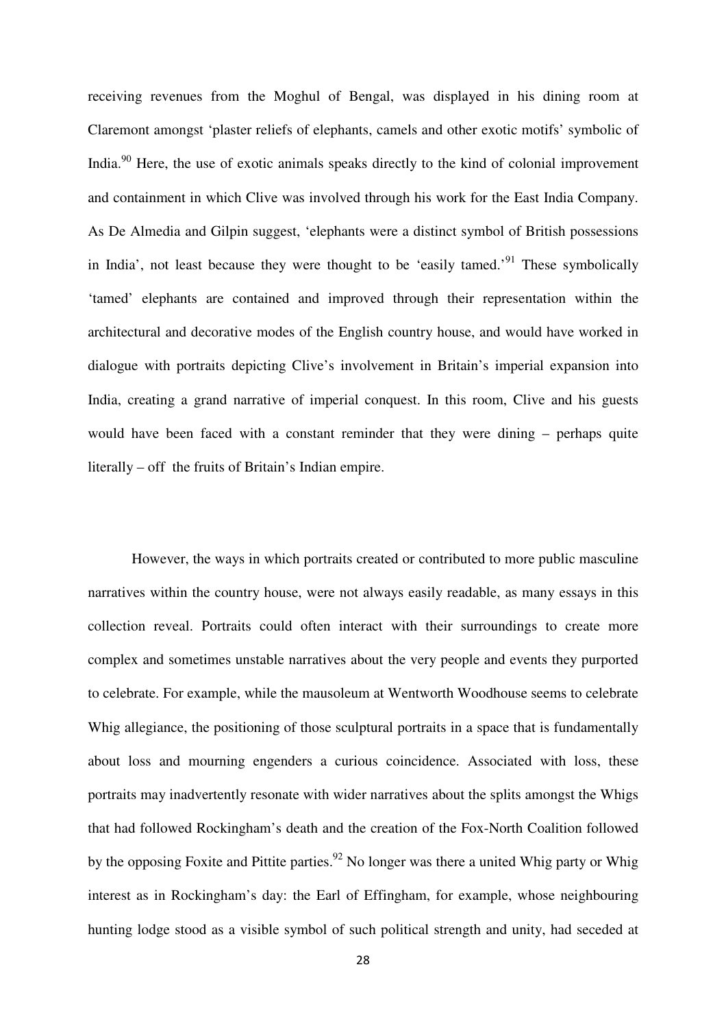receiving revenues from the Moghul of Bengal, was displayed in his dining room at Claremont amongst 'plaster reliefs of elephants, camels and other exotic motifs' symbolic of India.[90] Here, the use of exotic animals speaks directly to the kind of colonial improvement and containment in which Clive was involved through his work for the East India Company. As De Almedia and Gilpin suggest, 'elephants were a distinct symbol of British possessions in India', not least because they were thought to be 'easily tamed.'[91] These symbolically 'tamed' elephants are contained and improved through their representation within the architectural and decorative modes of the English country house, and would have worked in dialogue with portraits depicting Clive's involvement in Britain's imperial expansion into India, creating a grand narrative of imperial conquest. In this room, Clive and his guests would have been faced with a constant reminder that they were dining – perhaps quite literally – off the fruits of Britain's Indian empire.

However, the ways in which portraits created or contributed to more public masculine narratives within the country house, were not always easily readable, as many essays in this collection reveal. Portraits could often interact with their surroundings to create more complex and sometimes unstable narratives about the very people and events they purported to celebrate. For example, while the mausoleum at Wentworth Woodhouse seems to celebrate Whig allegiance, the positioning of those sculptural portraits in a space that is fundamentally about loss and mourning engenders a curious coincidence. Associated with loss, these portraits may inadvertently resonate with wider narratives about the splits amongst the Whigs that had followed Rockingham's death and the creation of the Fox-North Coalition followed by the opposing Foxite and Pittite parties.[92] No longer was there a united Whig party or Whig interest as in Rockingham's day: the Earl of Effingham, for example, whose neighbouring hunting lodge stood as a visible symbol of such political strength and unity, had seceded at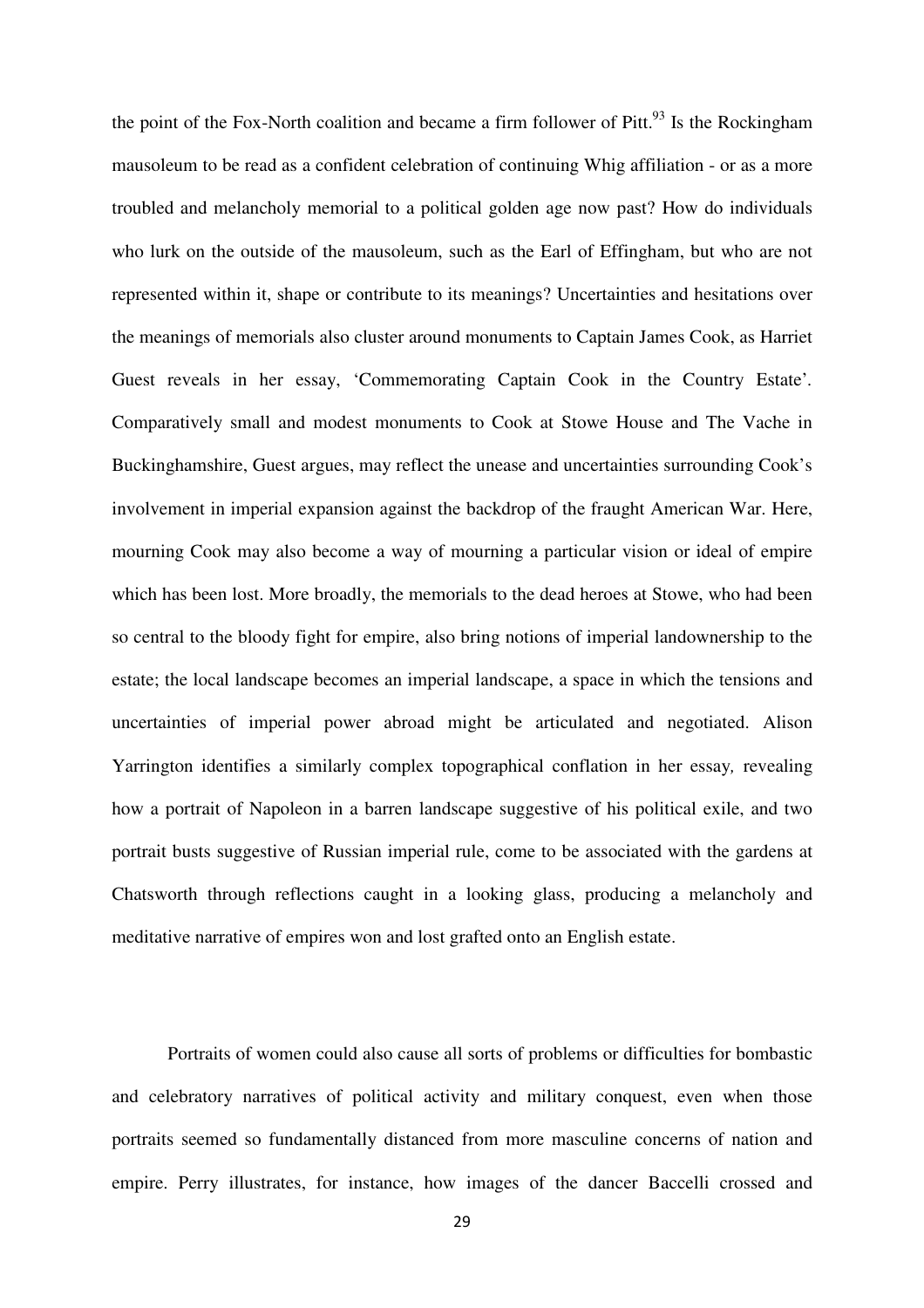the point of the Fox-North coalition and became a firm follower of Pitt.[93] Is the Rockingham mausoleum to be read as a confident celebration of continuing Whig affiliation - or as a more troubled and melancholy memorial to a political golden age now past? How do individuals who lurk on the outside of the mausoleum, such as the Earl of Effingham, but who are not represented within it, shape or contribute to its meanings? Uncertainties and hesitations over the meanings of memorials also cluster around monuments to Captain James Cook, as Harriet Guest reveals in her essay, 'Commemorating Captain Cook in the Country Estate'. Comparatively small and modest monuments to Cook at Stowe House and The Vache in Buckinghamshire, Guest argues, may reflect the unease and uncertainties surrounding Cook's involvement in imperial expansion against the backdrop of the fraught American War. Here, mourning Cook may also become a way of mourning a particular vision or ideal of empire which has been lost. More broadly, the memorials to the dead heroes at Stowe, who had been so central to the bloody fight for empire, also bring notions of imperial landownership to the estate; the local landscape becomes an imperial landscape, a space in which the tensions and uncertainties of imperial power abroad might be articulated and negotiated. Alison Yarrington identifies a similarly complex topographical conflation in her essay*,* revealing how a portrait of Napoleon in a barren landscape suggestive of his political exile, and two portrait busts suggestive of Russian imperial rule, come to be associated with the gardens at Chatsworth through reflections caught in a looking glass, producing a melancholy and meditative narrative of empires won and lost grafted onto an English estate.

Portraits of women could also cause all sorts of problems or difficulties for bombastic and celebratory narratives of political activity and military conquest, even when those portraits seemed so fundamentally distanced from more masculine concerns of nation and empire. Perry illustrates, for instance, how images of the dancer Baccelli crossed and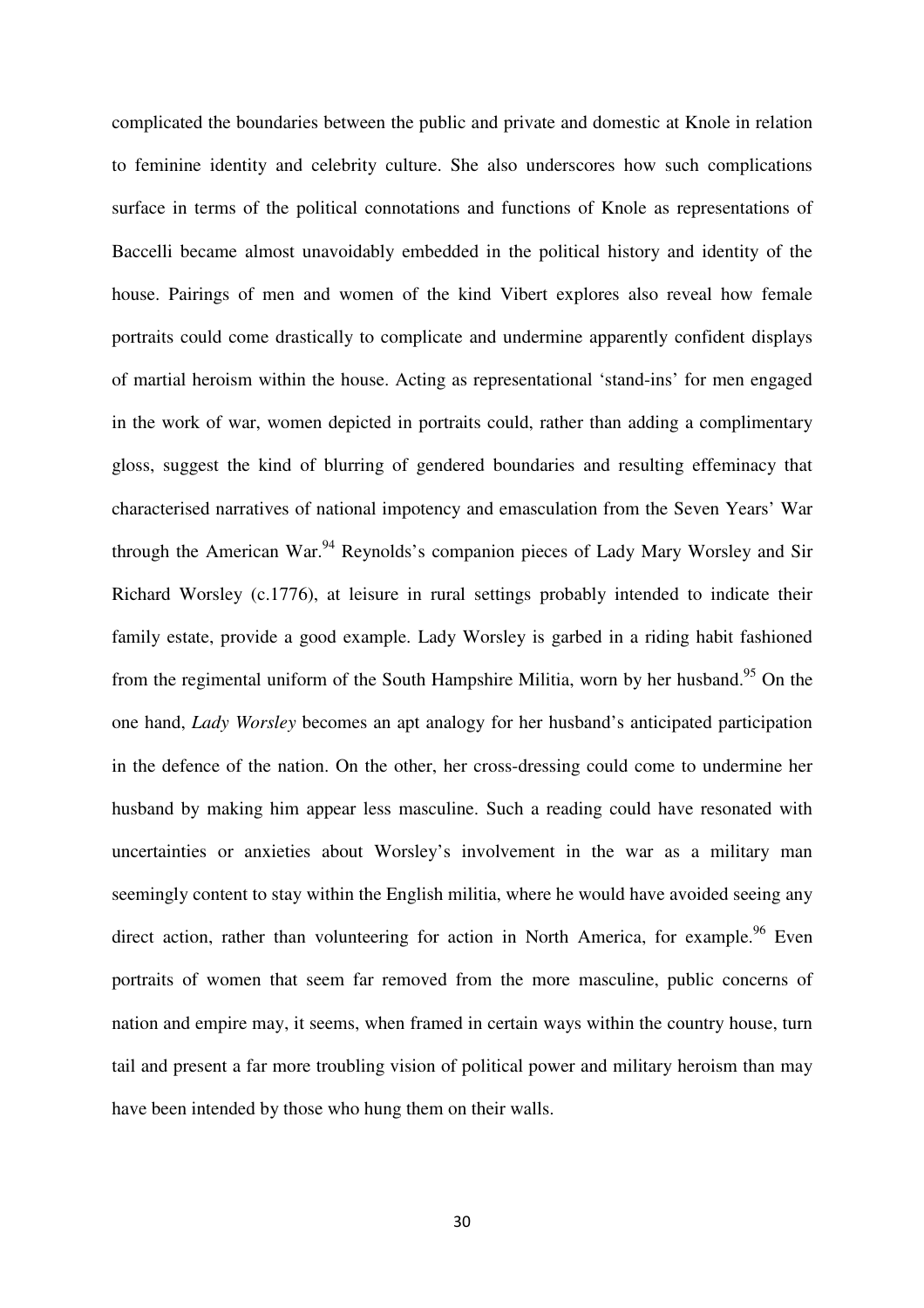complicated the boundaries between the public and private and domestic at Knole in relation to feminine identity and celebrity culture. She also underscores how such complications surface in terms of the political connotations and functions of Knole as representations of Baccelli became almost unavoidably embedded in the political history and identity of the house. Pairings of men and women of the kind Vibert explores also reveal how female portraits could come drastically to complicate and undermine apparently confident displays of martial heroism within the house. Acting as representational 'stand-ins' for men engaged in the work of war, women depicted in portraits could, rather than adding a complimentary gloss, suggest the kind of blurring of gendered boundaries and resulting effeminacy that characterised narratives of national impotency and emasculation from the Seven Years' War through the American War.[94] Reynolds's companion pieces of Lady Mary Worsley and Sir Richard Worsley (c.1776), at leisure in rural settings probably intended to indicate their family estate, provide a good example. Lady Worsley is garbed in a riding habit fashioned from the regimental uniform of the South Hampshire Militia, worn by her husband.[95] On the one hand, *Lady Worsley* becomes an apt analogy for her husband's anticipated participation in the defence of the nation. On the other, her cross-dressing could come to undermine her husband by making him appear less masculine. Such a reading could have resonated with uncertainties or anxieties about Worsley's involvement in the war as a military man seemingly content to stay within the English militia, where he would have avoided seeing any direct action, rather than volunteering for action in North America, for example.[96] Even portraits of women that seem far removed from the more masculine, public concerns of nation and empire may, it seems, when framed in certain ways within the country house, turn tail and present a far more troubling vision of political power and military heroism than may have been intended by those who hung them on their walls.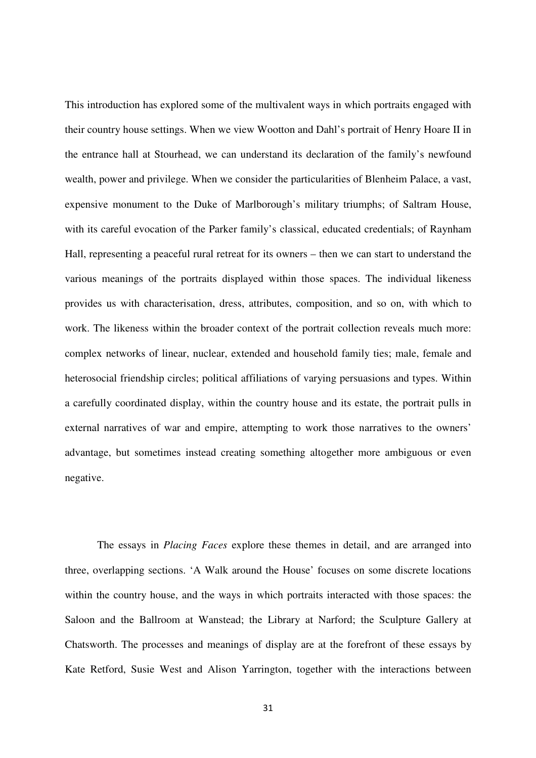This introduction has explored some of the multivalent ways in which portraits engaged with their country house settings. When we view Wootton and Dahl's portrait of Henry Hoare II in the entrance hall at Stourhead, we can understand its declaration of the family's newfound wealth, power and privilege. When we consider the particularities of Blenheim Palace, a vast, expensive monument to the Duke of Marlborough's military triumphs; of Saltram House, with its careful evocation of the Parker family's classical, educated credentials; of Raynham Hall, representing a peaceful rural retreat for its owners – then we can start to understand the various meanings of the portraits displayed within those spaces. The individual likeness provides us with characterisation, dress, attributes, composition, and so on, with which to work. The likeness within the broader context of the portrait collection reveals much more: complex networks of linear, nuclear, extended and household family ties; male, female and heterosocial friendship circles; political affiliations of varying persuasions and types. Within a carefully coordinated display, within the country house and its estate, the portrait pulls in external narratives of war and empire, attempting to work those narratives to the owners' advantage, but sometimes instead creating something altogether more ambiguous or even negative.

The essays in *Placing Faces* explore these themes in detail, and are arranged into three, overlapping sections. 'A Walk around the House' focuses on some discrete locations within the country house, and the ways in which portraits interacted with those spaces: the Saloon and the Ballroom at Wanstead; the Library at Narford; the Sculpture Gallery at Chatsworth. The processes and meanings of display are at the forefront of these essays by Kate Retford, Susie West and Alison Yarrington, together with the interactions between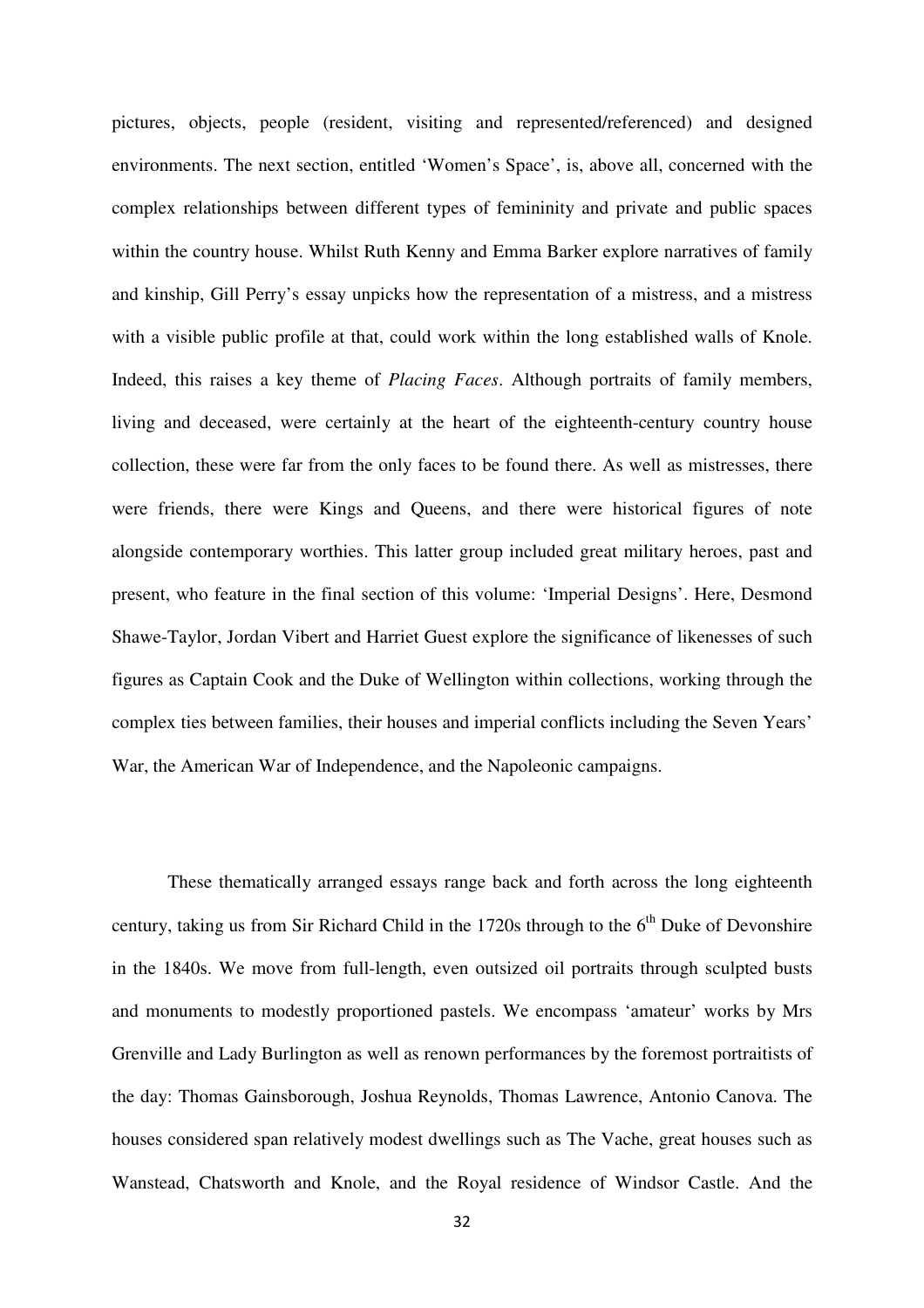pictures, objects, people (resident, visiting and represented/referenced) and designed environments. The next section, entitled 'Women's Space', is, above all, concerned with the complex relationships between different types of femininity and private and public spaces within the country house. Whilst Ruth Kenny and Emma Barker explore narratives of family and kinship, Gill Perry's essay unpicks how the representation of a mistress, and a mistress with a visible public profile at that, could work within the long established walls of Knole. Indeed, this raises a key theme of *Placing Faces*. Although portraits of family members, living and deceased, were certainly at the heart of the eighteenth-century country house collection, these were far from the only faces to be found there. As well as mistresses, there were friends, there were Kings and Queens, and there were historical figures of note alongside contemporary worthies. This latter group included great military heroes, past and present, who feature in the final section of this volume: 'Imperial Designs'. Here, Desmond Shawe-Taylor, Jordan Vibert and Harriet Guest explore the significance of likenesses of such figures as Captain Cook and the Duke of Wellington within collections, working through the complex ties between families, their houses and imperial conflicts including the Seven Years' War, the American War of Independence, and the Napoleonic campaigns.

These thematically arranged essays range back and forth across the long eighteenth century, taking us from Sir Richard Child in the 1720s through to the 6th Duke of Devonshire in the 1840s. We move from full-length, even outsized oil portraits through sculpted busts and monuments to modestly proportioned pastels. We encompass 'amateur' works by Mrs Grenville and Lady Burlington as well as renown performances by the foremost portraitists of the day: Thomas Gainsborough, Joshua Reynolds, Thomas Lawrence, Antonio Canova. The houses considered span relatively modest dwellings such as The Vache, great houses such as Wanstead, Chatsworth and Knole, and the Royal residence of Windsor Castle. And the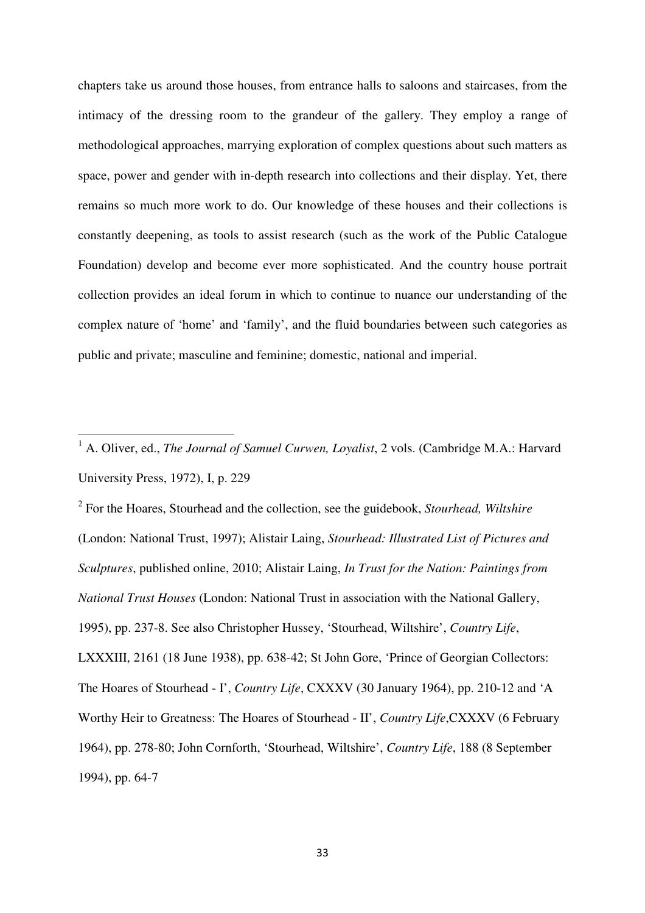chapters take us around those houses, from entrance halls to saloons and staircases, from the intimacy of the dressing room to the grandeur of the gallery. They employ a range of methodological approaches, marrying exploration of complex questions about such matters as space, power and gender with in-depth research into collections and their display. Yet, there remains so much more work to do. Our knowledge of these houses and their collections is constantly deepening, as tools to assist research (such as the work of the Public Catalogue Foundation) develop and become ever more sophisticated. And the country house portrait collection provides an ideal forum in which to continue to nuance our understanding of the complex nature of 'home' and 'family', and the fluid boundaries between such categories as public and private; masculine and feminine; domestic, national and imperial.

---

[1] A. Oliver, ed., *The Journal of Samuel Curwen, Loyalist*, 2 vols. (Cambridge M.A.: Harvard University Press, 1972), I, p. 229

[2] For the Hoares, Stourhead and the collection, see the guidebook, *Stourhead, Wiltshire* (London: National Trust, 1997); Alistair Laing, *Stourhead: Illustrated List of Pictures and Sculptures*, published online, 2010; Alistair Laing, *In Trust for the Nation: Paintings from National Trust Houses* (London: National Trust in association with the National Gallery, 1995), pp. 237-8. See also Christopher Hussey, 'Stourhead, Wiltshire', *Country Life*, LXXXIII, 2161 (18 June 1938), pp. 638-42; St John Gore, 'Prince of Georgian Collectors: The Hoares of Stourhead - I', *Country Life*, CXXXV (30 January 1964), pp. 210-12 and 'A Worthy Heir to Greatness: The Hoares of Stourhead - II', *Country Life*,CXXXV (6 February 1964), pp. 278-80; John Cornforth, 'Stourhead, Wiltshire', *Country Life*, 188 (8 September 1994), pp. 64-7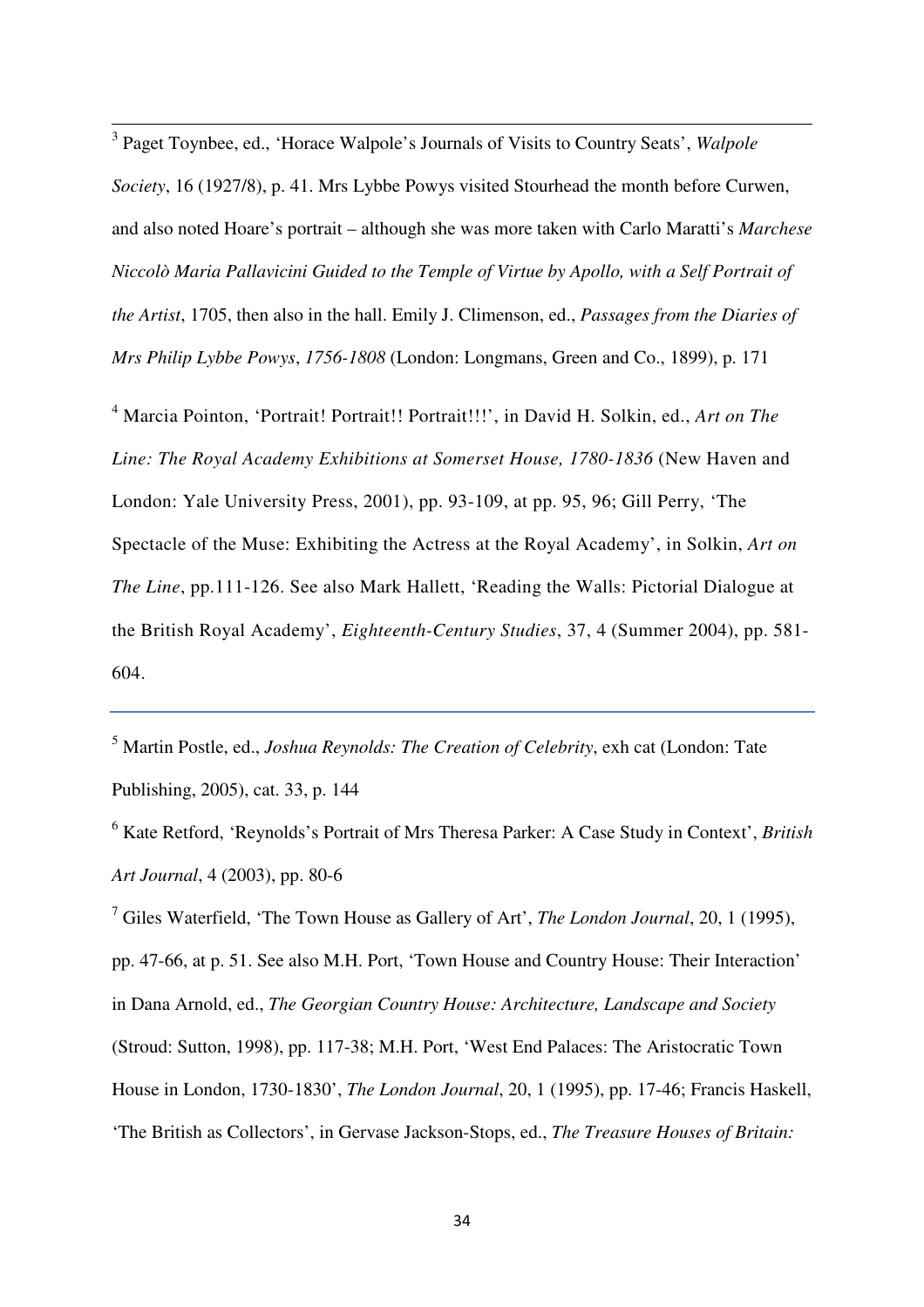[3] Paget Toynbee, ed., 'Horace Walpole's Journals of Visits to Country Seats', *Walpole Society*, 16 (1927/8), p. 41. Mrs Lybbe Powys visited Stourhead the month before Curwen, and also noted Hoare's portrait – although she was more taken with Carlo Maratti's *Marchese Niccolò Maria Pallavicini Guided to the Temple of Virtue by Apollo, with a Self Portrait of the Artist*, 1705, then also in the hall. Emily J. Climenson, ed., *Passages from the Diaries of Mrs Philip Lybbe Powys*, *1756-1808* (London: Longmans, Green and Co., 1899), p. 171

[4] Marcia Pointon, 'Portrait! Portrait!! Portrait!!!', in David H. Solkin, ed., *Art on The Line: The Royal Academy Exhibitions at Somerset House, 1780-1836* (New Haven and London: Yale University Press, 2001), pp. 93-109, at pp. 95, 96; Gill Perry, 'The Spectacle of the Muse: Exhibiting the Actress at the Royal Academy', in Solkin, *Art on The Line*, pp.111-126. See also Mark Hallett, 'Reading the Walls: Pictorial Dialogue at the British Royal Academy', *Eighteenth-Century Studies*, 37, 4 (Summer 2004), pp. 581-604.

[5] Martin Postle, ed., *Joshua Reynolds: The Creation of Celebrity*, exh cat (London: Tate Publishing, 2005), cat. 33, p. 144

[6] Kate Retford, 'Reynolds's Portrait of Mrs Theresa Parker: A Case Study in Context', *British Art Journal*, 4 (2003), pp. 80-6

[7] Giles Waterfield, 'The Town House as Gallery of Art', *The London Journal*, 20, 1 (1995), pp. 47-66, at p. 51. See also M.H. Port, 'Town House and Country House: Their Interaction' in Dana Arnold, ed., *The Georgian Country House: Architecture, Landscape and Society* (Stroud: Sutton, 1998), pp. 117-38; M.H. Port, 'West End Palaces: The Aristocratic Town House in London, 1730-1830', *The London Journal*, 20, 1 (1995), pp. 17-46; Francis Haskell, 'The British as Collectors', in Gervase Jackson-Stops, ed., *The Treasure Houses of Britain:*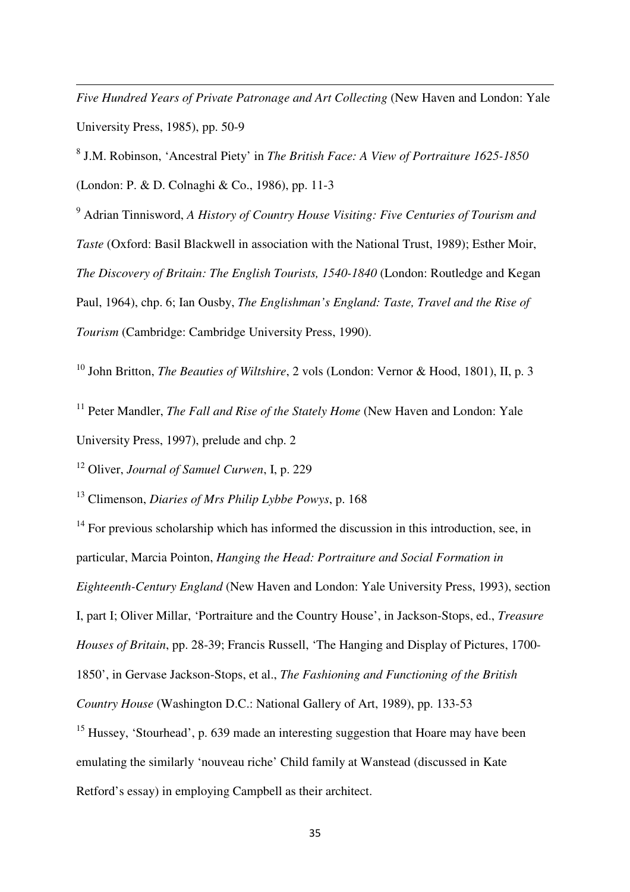*Five Hundred Years of Private Patronage and Art Collecting* (New Haven and London: Yale University Press, 1985), pp. 50-9

[8] J.M. Robinson, 'Ancestral Piety' in *The British Face: A View of Portraiture 1625-1850* (London: P. & D. Colnaghi & Co., 1986), pp. 11-3

[9] Adrian Tinnisword, *A History of Country House Visiting: Five Centuries of Tourism and Taste* (Oxford: Basil Blackwell in association with the National Trust, 1989); Esther Moir, *The Discovery of Britain: The English Tourists, 1540-1840* (London: Routledge and Kegan Paul, 1964), chp. 6; Ian Ousby, *The Englishman's England: Taste, Travel and the Rise of Tourism* (Cambridge: Cambridge University Press, 1990).

[10] John Britton, *The Beauties of Wiltshire*, 2 vols (London: Vernor & Hood, 1801), II, p. 3

[11] Peter Mandler, *The Fall and Rise of the Stately Home* (New Haven and London: Yale University Press, 1997), prelude and chp. 2

[12] Oliver, *Journal of Samuel Curwen*, I, p. 229

[13] Climenson, *Diaries of Mrs Philip Lybbe Powys*, p. 168

[14] For previous scholarship which has informed the discussion in this introduction, see, in particular, Marcia Pointon, *Hanging the Head: Portraiture and Social Formation in Eighteenth-Century England* (New Haven and London: Yale University Press, 1993), section I, part I; Oliver Millar, 'Portraiture and the Country House', in Jackson-Stops, ed., *Treasure Houses of Britain*, pp. 28-39; Francis Russell, 'The Hanging and Display of Pictures, 1700-1850', in Gervase Jackson-Stops, et al., *The Fashioning and Functioning of the British Country House* (Washington D.C.: National Gallery of Art, 1989), pp. 133-53

[15] Hussey, 'Stourhead', p. 639 made an interesting suggestion that Hoare may have been emulating the similarly 'nouveau riche' Child family at Wanstead (discussed in Kate Retford's essay) in employing Campbell as their architect.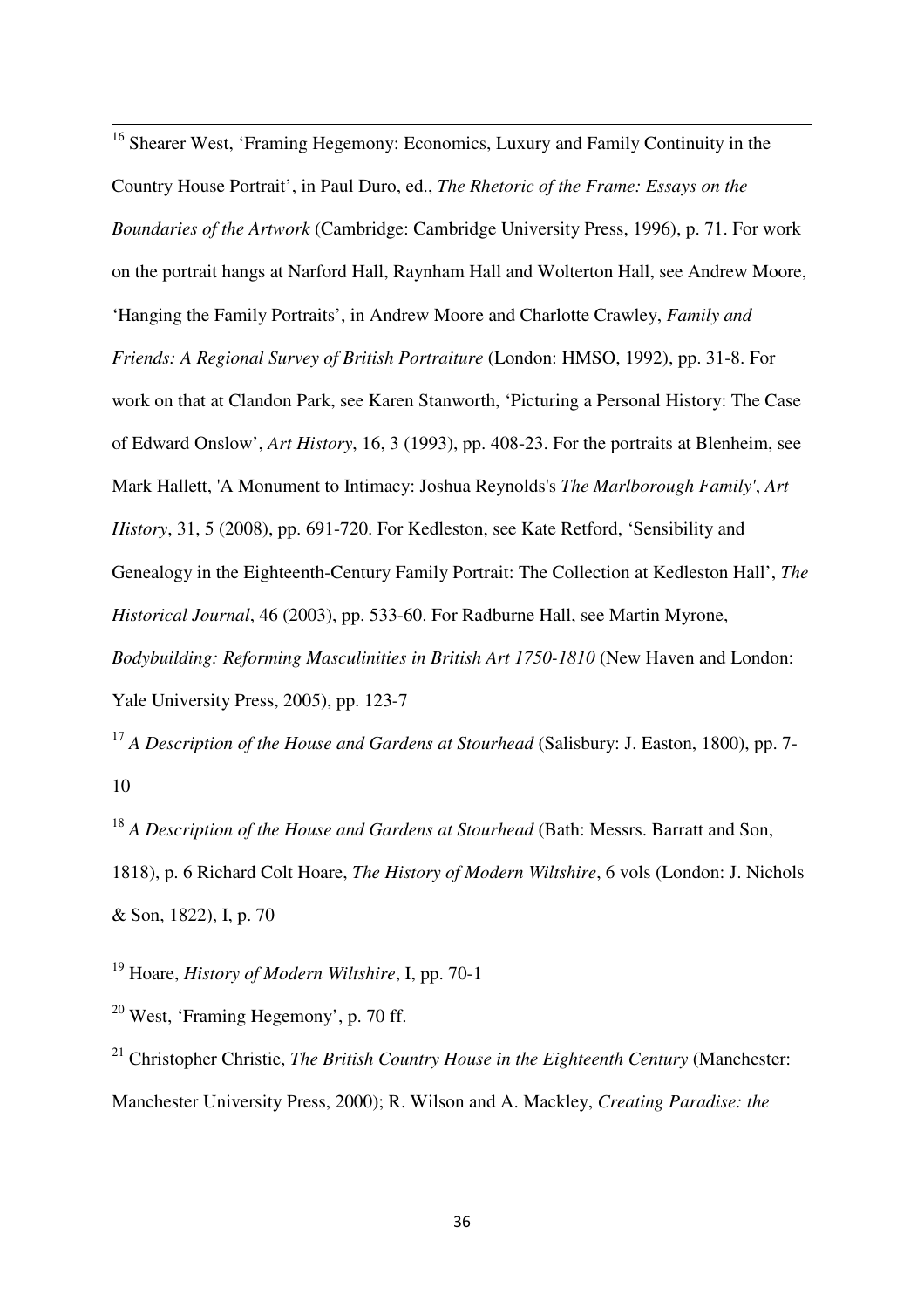[16] Shearer West, 'Framing Hegemony: Economics, Luxury and Family Continuity in the Country House Portrait', in Paul Duro, ed., *The Rhetoric of the Frame: Essays on the Boundaries of the Artwork* (Cambridge: Cambridge University Press, 1996), p. 71. For work on the portrait hangs at Narford Hall, Raynham Hall and Wolterton Hall, see Andrew Moore, 'Hanging the Family Portraits', in Andrew Moore and Charlotte Crawley, *Family and Friends: A Regional Survey of British Portraiture* (London: HMSO, 1992), pp. 31-8. For work on that at Clandon Park, see Karen Stanworth, 'Picturing a Personal History: The Case of Edward Onslow', *Art History*, 16, 3 (1993), pp. 408-23. For the portraits at Blenheim, see Mark Hallett, 'A Monument to Intimacy: Joshua Reynolds's *The Marlborough Family'*, *Art History*, 31, 5 (2008), pp. 691-720. For Kedleston, see Kate Retford, 'Sensibility and Genealogy in the Eighteenth-Century Family Portrait: The Collection at Kedleston Hall', *The Historical Journal*, 46 (2003), pp. 533-60. For Radburne Hall, see Martin Myrone, *Bodybuilding: Reforming Masculinities in British Art 1750-1810* (New Haven and London: Yale University Press, 2005), pp. 123-7

[17] *A Description of the House and Gardens at Stourhead* (Salisbury: J. Easton, 1800), pp. 7-10

[18] *A Description of the House and Gardens at Stourhead* (Bath: Messrs. Barratt and Son, 1818), p. 6 Richard Colt Hoare, *The History of Modern Wiltshire*, 6 vols (London: J. Nichols & Son, 1822), I, p. 70

[19] Hoare, *History of Modern Wiltshire*, I, pp. 70-1

[20] West, 'Framing Hegemony', p. 70 ff.

[21] Christopher Christie, *The British Country House in the Eighteenth Century* (Manchester: Manchester University Press, 2000); R. Wilson and A. Mackley, *Creating Paradise: the*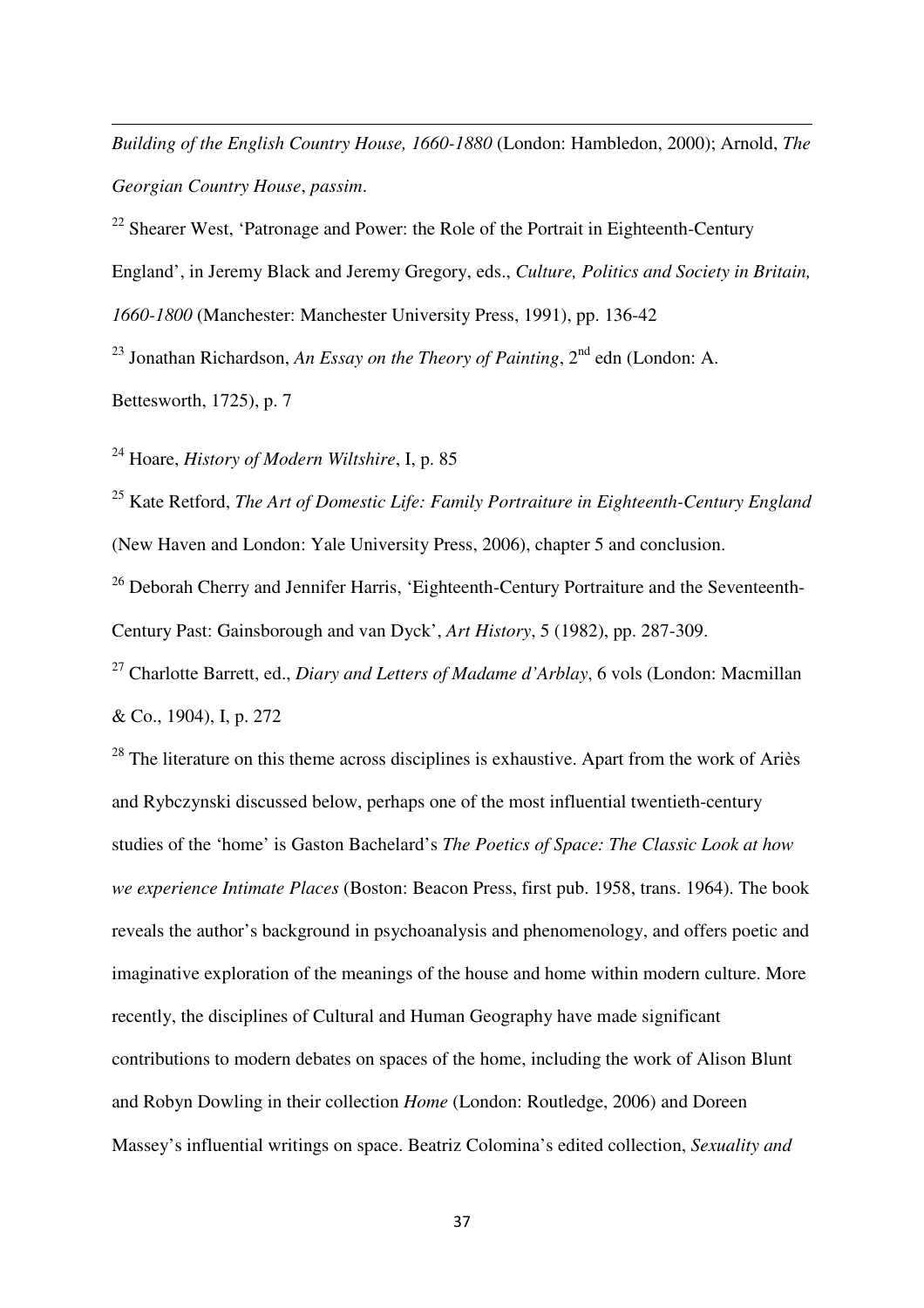*Building of the English Country House, 1660-1880* (London: Hambledon, 2000); Arnold, *The Georgian Country House*, *passim*.

[22] Shearer West, 'Patronage and Power: the Role of the Portrait in Eighteenth-Century England', in Jeremy Black and Jeremy Gregory, eds., *Culture, Politics and Society in Britain, 1660-1800* (Manchester: Manchester University Press, 1991), pp. 136-42

[23] Jonathan Richardson, *An Essay on the Theory of Painting*, 2nd edn (London: A. Bettesworth, 1725), p. 7

[24] Hoare, *History of Modern Wiltshire*, I, p. 85

[25] Kate Retford, *The Art of Domestic Life: Family Portraiture in Eighteenth-Century England* (New Haven and London: Yale University Press, 2006), chapter 5 and conclusion.

[26] Deborah Cherry and Jennifer Harris, 'Eighteenth-Century Portraiture and the Seventeenth-Century Past: Gainsborough and van Dyck', *Art History*, 5 (1982), pp. 287-309.

[27] Charlotte Barrett, ed., *Diary and Letters of Madame d'Arblay*, 6 vols (London: Macmillan & Co., 1904), I, p. 272

[28] The literature on this theme across disciplines is exhaustive. Apart from the work of Ariès and Rybczynski discussed below, perhaps one of the most influential twentieth-century studies of the 'home' is Gaston Bachelard's *The Poetics of Space: The Classic Look at how we experience Intimate Places* (Boston: Beacon Press, first pub. 1958, trans. 1964). The book reveals the author's background in psychoanalysis and phenomenology, and offers poetic and imaginative exploration of the meanings of the house and home within modern culture. More recently, the disciplines of Cultural and Human Geography have made significant contributions to modern debates on spaces of the home, including the work of Alison Blunt and Robyn Dowling in their collection *Home* (London: Routledge, 2006) and Doreen Massey's influential writings on space. Beatriz Colomina's edited collection, *Sexuality and*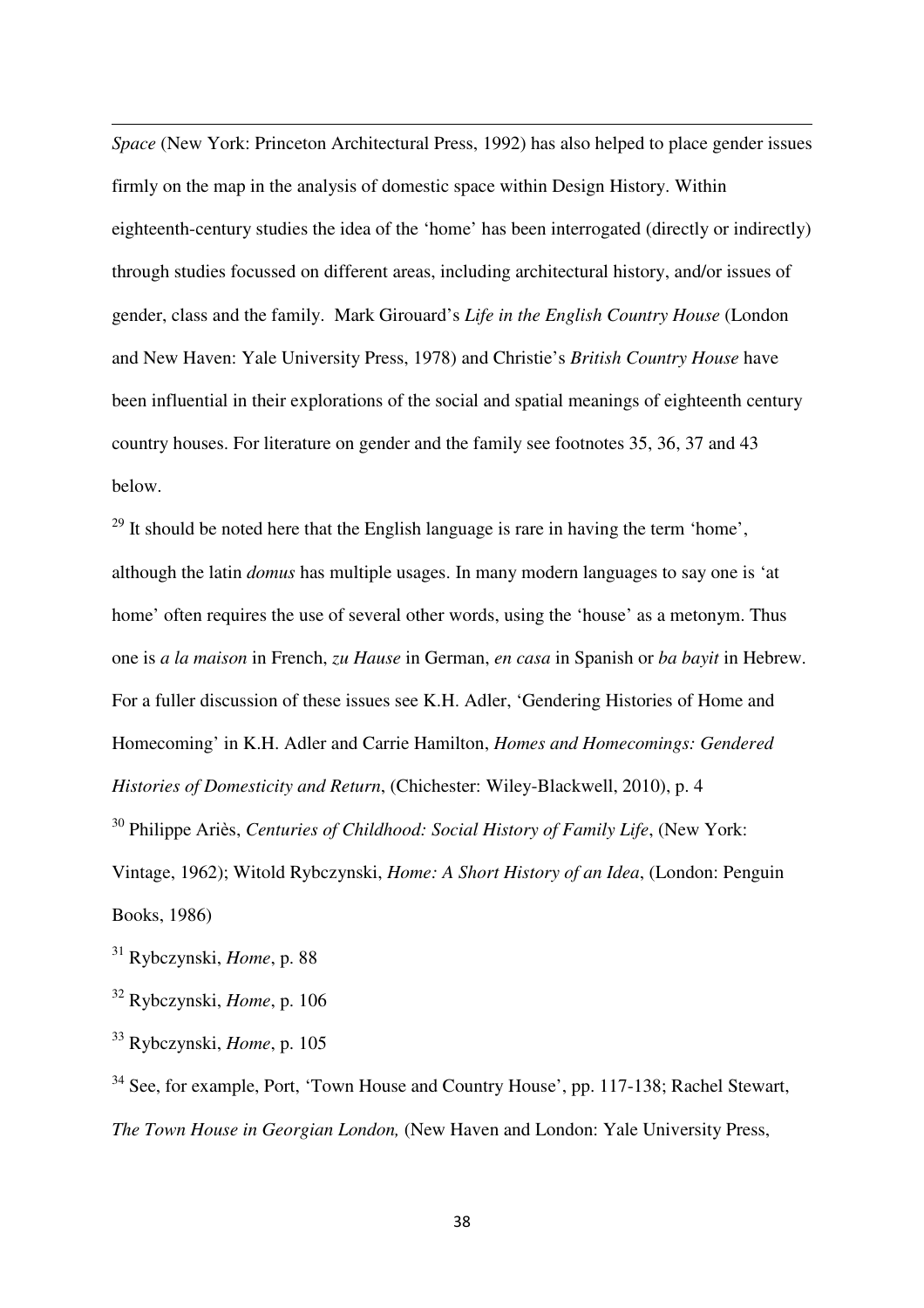*Space* (New York: Princeton Architectural Press, 1992) has also helped to place gender issues firmly on the map in the analysis of domestic space within Design History. Within eighteenth-century studies the idea of the 'home' has been interrogated (directly or indirectly) through studies focussed on different areas, including architectural history, and/or issues of gender, class and the family. Mark Girouard's *Life in the English Country House* (London and New Haven: Yale University Press, 1978) and Christie's *British Country House* have been influential in their explorations of the social and spatial meanings of eighteenth century country houses. For literature on gender and the family see footnotes 35, 36, 37 and 43 below.

[29] It should be noted here that the English language is rare in having the term 'home', although the latin *domus* has multiple usages. In many modern languages to say one is 'at home' often requires the use of several other words, using the 'house' as a metonym. Thus one is *a la maison* in French, *zu Hause* in German, *en casa* in Spanish or *ba bayit* in Hebrew. For a fuller discussion of these issues see K.H. Adler, 'Gendering Histories of Home and Homecoming' in K.H. Adler and Carrie Hamilton, *Homes and Homecomings: Gendered Histories of Domesticity and Return*, (Chichester: Wiley-Blackwell, 2010), p. 4

[30] Philippe Ariès, *Centuries of Childhood: Social History of Family Life*, (New York: Vintage, 1962); Witold Rybczynski, *Home: A Short History of an Idea*, (London: Penguin Books, 1986)

[31] Rybczynski, *Home*, p. 88

[32] Rybczynski, *Home*, p. 106

[33] Rybczynski, *Home*, p. 105

[34] See, for example, Port, 'Town House and Country House', pp. 117-138; Rachel Stewart, *The Town House in Georgian London,* (New Haven and London: Yale University Press,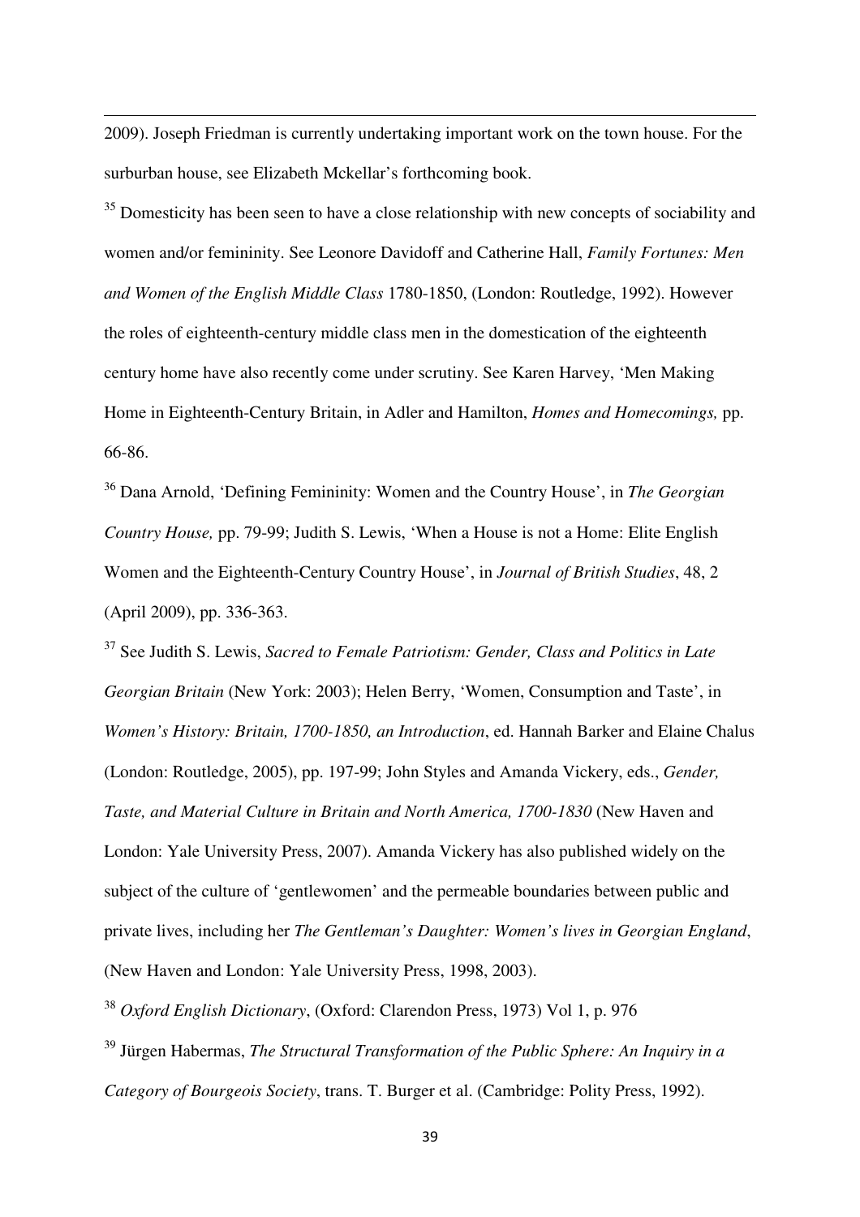2009). Joseph Friedman is currently undertaking important work on the town house. For the surburban house, see Elizabeth Mckellar's forthcoming book.

[35] Domesticity has been seen to have a close relationship with new concepts of sociability and women and/or femininity. See Leonore Davidoff and Catherine Hall, *Family Fortunes: Men and Women of the English Middle Class* 1780-1850, (London: Routledge, 1992). However the roles of eighteenth-century middle class men in the domestication of the eighteenth century home have also recently come under scrutiny. See Karen Harvey, 'Men Making Home in Eighteenth-Century Britain, in Adler and Hamilton, *Homes and Homecomings,* pp. 66-86.

[36] Dana Arnold, 'Defining Femininity: Women and the Country House', in *The Georgian Country House,* pp. 79-99; Judith S. Lewis, 'When a House is not a Home: Elite English Women and the Eighteenth-Century Country House', in *Journal of British Studies*, 48, 2 (April 2009), pp. 336-363.

[37] See Judith S. Lewis, *Sacred to Female Patriotism: Gender, Class and Politics in Late Georgian Britain* (New York: 2003); Helen Berry, 'Women, Consumption and Taste', in *Women's History: Britain, 1700-1850, an Introduction*, ed. Hannah Barker and Elaine Chalus (London: Routledge, 2005), pp. 197-99; John Styles and Amanda Vickery, eds., *Gender, Taste, and Material Culture in Britain and North America, 1700-1830* (New Haven and London: Yale University Press, 2007). Amanda Vickery has also published widely on the subject of the culture of 'gentlewomen' and the permeable boundaries between public and private lives, including her *The Gentleman's Daughter: Women's lives in Georgian England*, (New Haven and London: Yale University Press, 1998, 2003).

[38] *Oxford English Dictionary*, (Oxford: Clarendon Press, 1973) Vol 1, p. 976

[39] Jürgen Habermas, *The Structural Transformation of the Public Sphere: An Inquiry in a Category of Bourgeois Society*, trans. T. Burger et al. (Cambridge: Polity Press, 1992).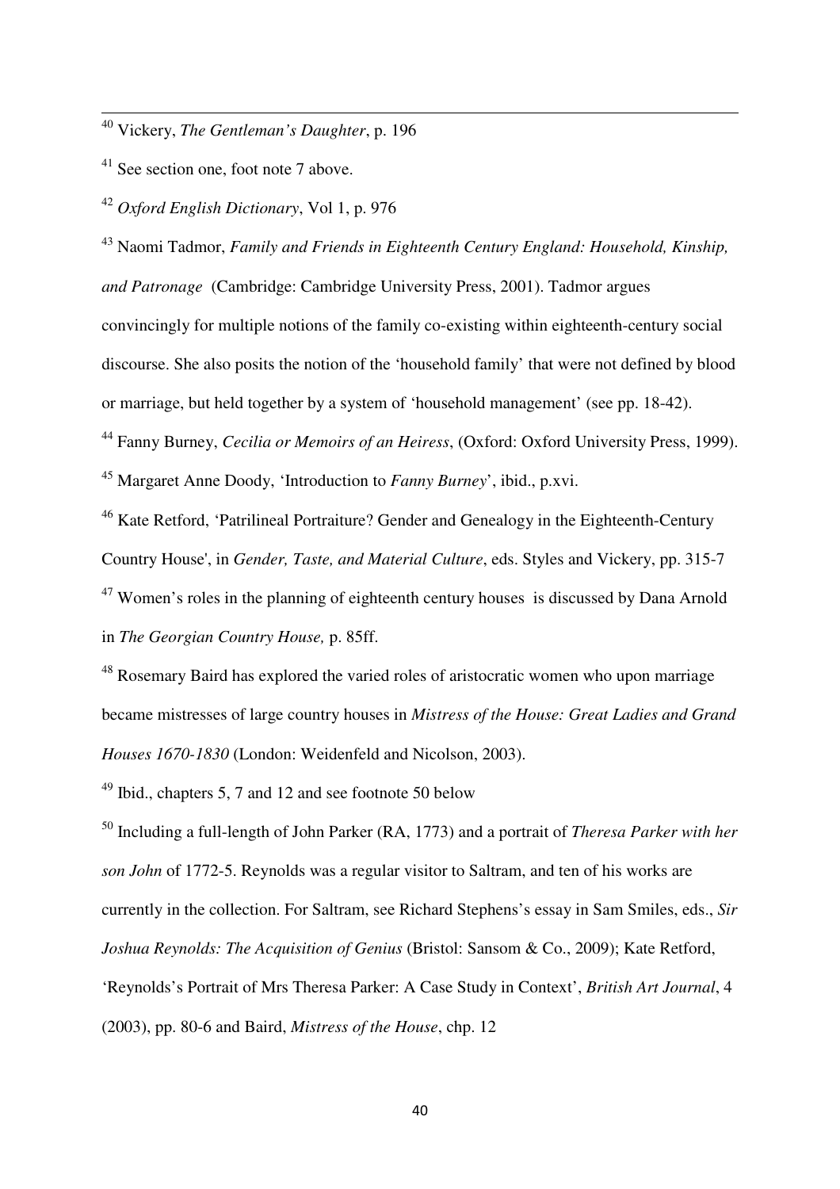[40] Vickery, *The Gentleman's Daughter*, p. 196

[41] See section one, foot note 7 above.

[42] *Oxford English Dictionary*, Vol 1, p. 976

[43] Naomi Tadmor, *Family and Friends in Eighteenth Century England: Household, Kinship, and Patronage* (Cambridge: Cambridge University Press, 2001). Tadmor argues convincingly for multiple notions of the family co-existing within eighteenth-century social discourse. She also posits the notion of the 'household family' that were not defined by blood or marriage, but held together by a system of 'household management' (see pp. 18-42).

[44] Fanny Burney, *Cecilia or Memoirs of an Heiress*, (Oxford: Oxford University Press, 1999).

[45] Margaret Anne Doody, 'Introduction to *Fanny Burney*', ibid., p.xvi.

[46] Kate Retford, 'Patrilineal Portraiture? Gender and Genealogy in the Eighteenth-Century Country House', in *Gender, Taste, and Material Culture*, eds. Styles and Vickery, pp. 315-7

[47] Women's roles in the planning of eighteenth century houses is discussed by Dana Arnold in *The Georgian Country House,* p. 85ff.

[48] Rosemary Baird has explored the varied roles of aristocratic women who upon marriage became mistresses of large country houses in *Mistress of the House: Great Ladies and Grand Houses 1670-1830* (London: Weidenfeld and Nicolson, 2003).

[49] Ibid., chapters 5, 7 and 12 and see footnote 50 below

[50] Including a full-length of John Parker (RA, 1773) and a portrait of *Theresa Parker with her son John* of 1772-5. Reynolds was a regular visitor to Saltram, and ten of his works are currently in the collection. For Saltram, see Richard Stephens's essay in Sam Smiles, eds., *Sir Joshua Reynolds: The Acquisition of Genius* (Bristol: Sansom & Co., 2009); Kate Retford, 'Reynolds's Portrait of Mrs Theresa Parker: A Case Study in Context', *British Art Journal*, 4 (2003), pp. 80-6 and Baird, *Mistress of the House*, chp. 12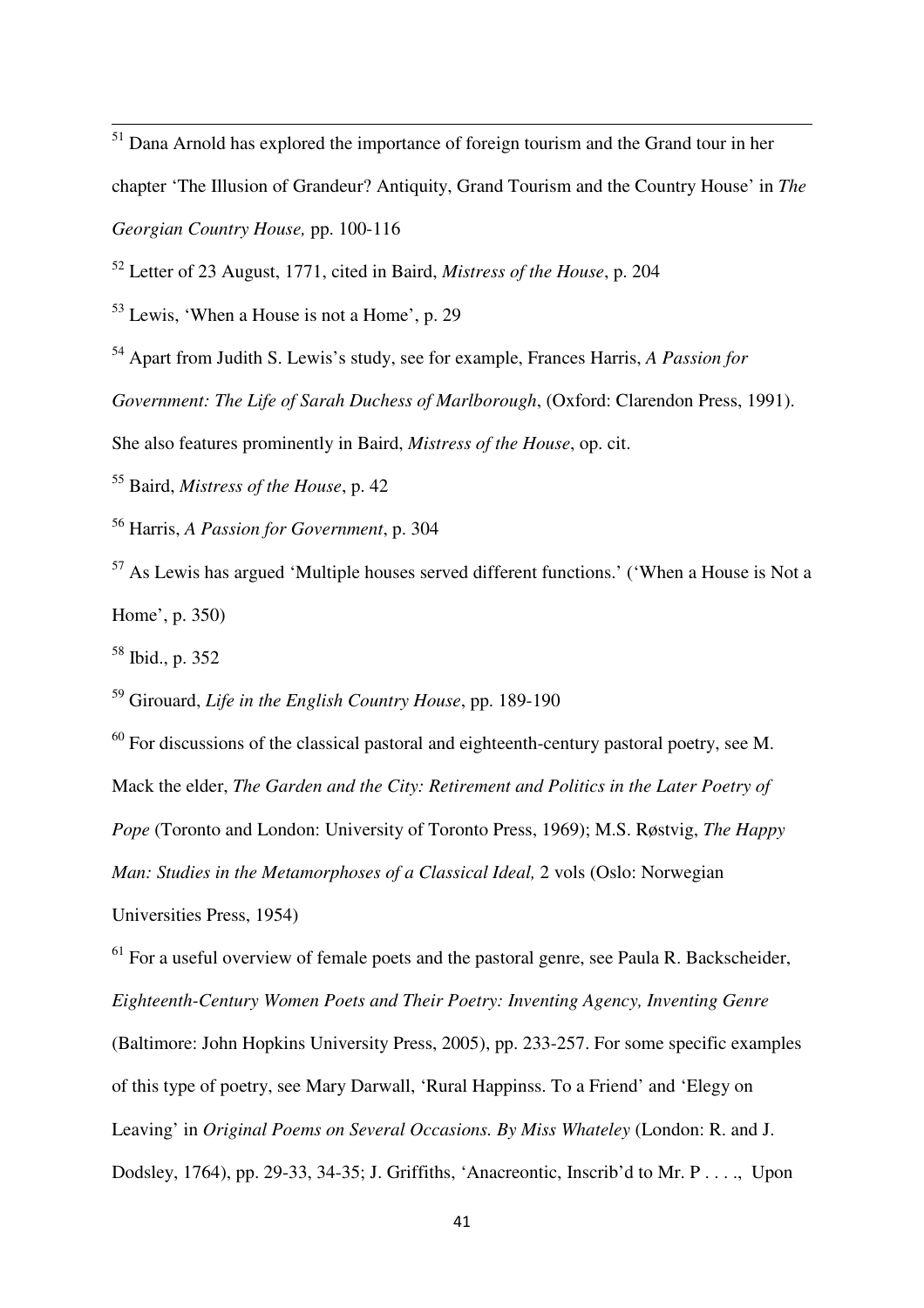[51] Dana Arnold has explored the importance of foreign tourism and the Grand tour in her chapter 'The Illusion of Grandeur? Antiquity, Grand Tourism and the Country House' in *The Georgian Country House,* pp. 100-116

[52] Letter of 23 August, 1771, cited in Baird, *Mistress of the House*, p. 204

[53] Lewis, 'When a House is not a Home', p. 29

[54] Apart from Judith S. Lewis's study, see for example, Frances Harris, *A Passion for Government: The Life of Sarah Duchess of Marlborough*, (Oxford: Clarendon Press, 1991). She also features prominently in Baird, *Mistress of the House*, op. cit.

[55] Baird, *Mistress of the House*, p. 42

[56] Harris, *A Passion for Government*, p. 304

[57] As Lewis has argued 'Multiple houses served different functions.' ('When a House is Not a Home', p. 350)

[58] Ibid., p. 352

[59] Girouard, *Life in the English Country House*, pp. 189-190

[60] For discussions of the classical pastoral and eighteenth-century pastoral poetry, see M. Mack the elder, *The Garden and the City: Retirement and Politics in the Later Poetry of Pope* (Toronto and London: University of Toronto Press, 1969); M.S. Røstvig, *The Happy Man: Studies in the Metamorphoses of a Classical Ideal,* 2 vols (Oslo: Norwegian Universities Press, 1954)

[61] For a useful overview of female poets and the pastoral genre, see Paula R. Backscheider, *Eighteenth-Century Women Poets and Their Poetry: Inventing Agency, Inventing Genre* (Baltimore: John Hopkins University Press, 2005), pp. 233-257. For some specific examples of this type of poetry, see Mary Darwall, 'Rural Happinss. To a Friend' and 'Elegy on Leaving' in *Original Poems on Several Occasions. By Miss Whateley* (London: R. and J. Dodsley, 1764), pp. 29-33, 34-35; J. Griffiths, 'Anacreontic, Inscrib'd to Mr. P . . . ., Upon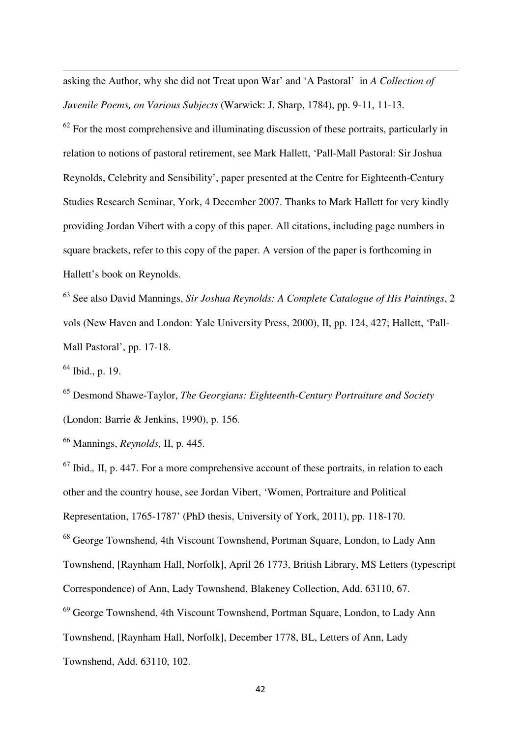asking the Author, why she did not Treat upon War' and 'A Pastoral' in *A Collection of Juvenile Poems, on Various Subjects* (Warwick: J. Sharp, 1784), pp. 9-11, 11-13.

[62] For the most comprehensive and illuminating discussion of these portraits, particularly in relation to notions of pastoral retirement, see Mark Hallett, 'Pall-Mall Pastoral: Sir Joshua Reynolds, Celebrity and Sensibility', paper presented at the Centre for Eighteenth-Century Studies Research Seminar, York, 4 December 2007. Thanks to Mark Hallett for very kindly providing Jordan Vibert with a copy of this paper. All citations, including page numbers in square brackets, refer to this copy of the paper. A version of the paper is forthcoming in Hallett's book on Reynolds.

[63] See also David Mannings, *Sir Joshua Reynolds: A Complete Catalogue of His Paintings*, 2 vols (New Haven and London: Yale University Press, 2000), II, pp. 124, 427; Hallett, 'Pall-Mall Pastoral', pp. 17-18.

[64] Ibid., p. 19.

[65] Desmond Shawe-Taylor, *The Georgians: Eighteenth-Century Portraiture and Society* (London: Barrie & Jenkins, 1990), p. 156.

[66] Mannings, *Reynolds,* II, p. 445.

[67] Ibid*.,* II, p. 447. For a more comprehensive account of these portraits, in relation to each other and the country house, see Jordan Vibert, 'Women, Portraiture and Political Representation, 1765-1787' (PhD thesis, University of York, 2011), pp. 118-170.

[68] George Townshend, 4th Viscount Townshend, Portman Square, London, to Lady Ann Townshend, [Raynham Hall, Norfolk], April 26 1773, British Library, MS Letters (typescript Correspondence) of Ann, Lady Townshend, Blakeney Collection, Add. 63110, 67.

[69] George Townshend, 4th Viscount Townshend, Portman Square, London, to Lady Ann Townshend, [Raynham Hall, Norfolk], December 1778, BL, Letters of Ann, Lady Townshend, Add. 63110, 102.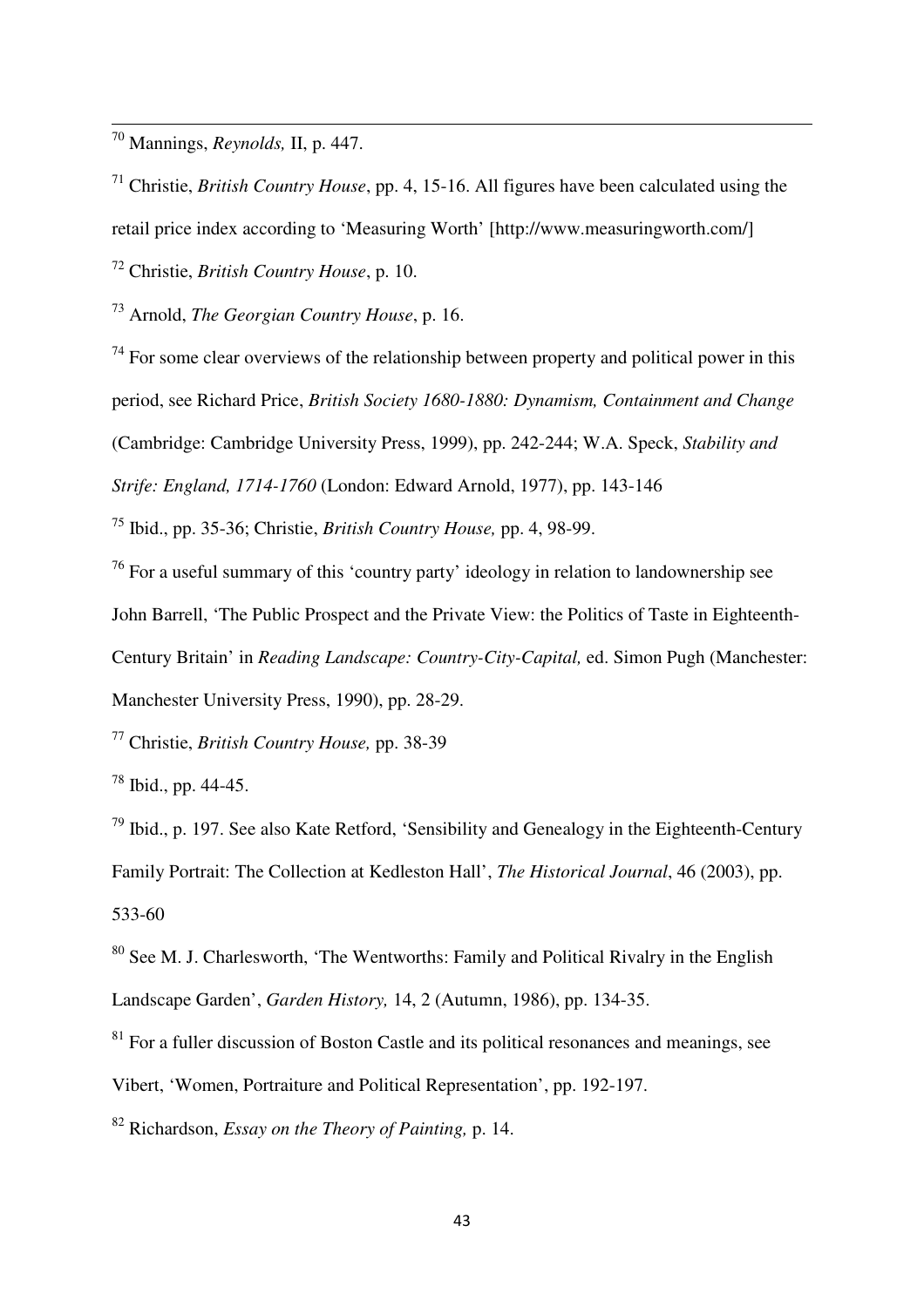[70] Mannings, *Reynolds,* II, p. 447.

[71] Christie, *British Country House*, pp. 4, 15-16. All figures have been calculated using the retail price index according to 'Measuring Worth' [http://www.measuringworth.com/]

[72] Christie, *British Country House*, p. 10.

[73] Arnold, *The Georgian Country House*, p. 16.

[74] For some clear overviews of the relationship between property and political power in this period, see Richard Price, *British Society 1680-1880: Dynamism, Containment and Change* (Cambridge: Cambridge University Press, 1999), pp. 242-244; W.A. Speck, *Stability and Strife: England, 1714-1760* (London: Edward Arnold, 1977), pp. 143-146

[75] Ibid., pp. 35-36; Christie, *British Country House,* pp. 4, 98-99.

[76] For a useful summary of this 'country party' ideology in relation to landownership see John Barrell, 'The Public Prospect and the Private View: the Politics of Taste in Eighteenth-Century Britain' in *Reading Landscape: Country-City-Capital,* ed. Simon Pugh (Manchester: Manchester University Press, 1990), pp. 28-29.

[77] Christie, *British Country House,* pp. 38-39

[78] Ibid., pp. 44-45.

[79] Ibid., p. 197. See also Kate Retford, 'Sensibility and Genealogy in the Eighteenth-Century Family Portrait: The Collection at Kedleston Hall', *The Historical Journal*, 46 (2003), pp. 533-60

[80] See M. J. Charlesworth, 'The Wentworths: Family and Political Rivalry in the English Landscape Garden', *Garden History,* 14, 2 (Autumn, 1986), pp. 134-35.

[81] For a fuller discussion of Boston Castle and its political resonances and meanings, see Vibert, 'Women, Portraiture and Political Representation', pp. 192-197.

[82] Richardson, *Essay on the Theory of Painting,* p. 14.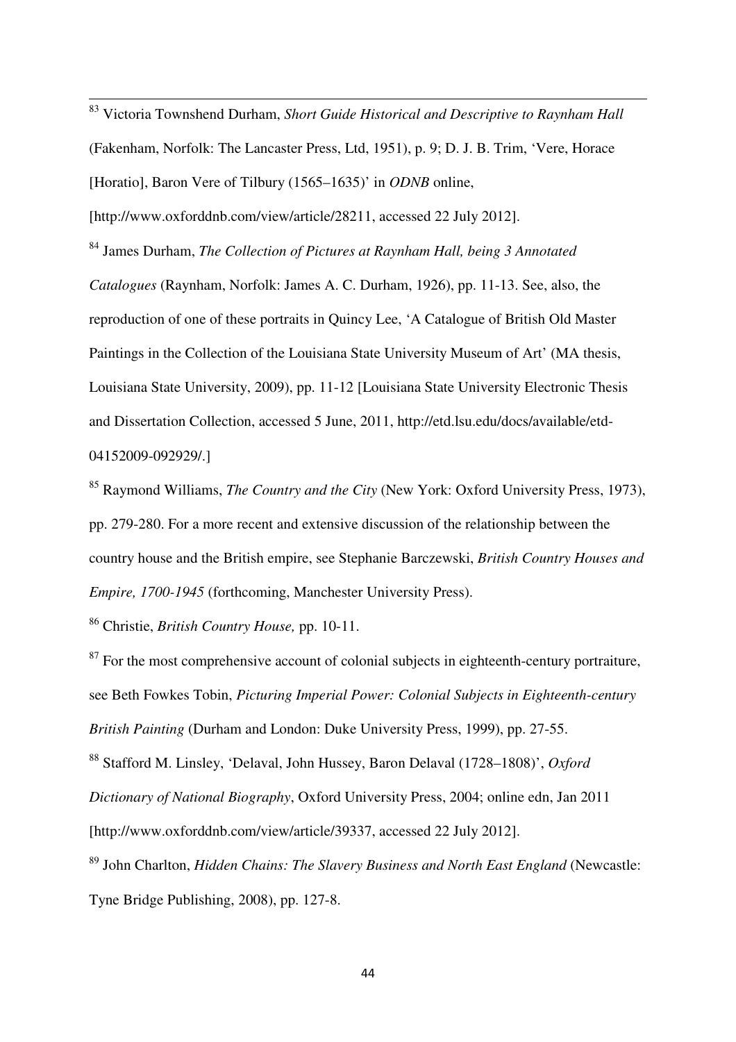[83] Victoria Townshend Durham, *Short Guide Historical and Descriptive to Raynham Hall* (Fakenham, Norfolk: The Lancaster Press, Ltd, 1951), p. 9; D. J. B. Trim, 'Vere, Horace [Horatio], Baron Vere of Tilbury (1565–1635)' in *ODNB* online, [http://www.oxforddnb.com/view/article/28211, accessed 22 July 2012].

[84] James Durham, *The Collection of Pictures at Raynham Hall, being 3 Annotated Catalogues* (Raynham, Norfolk: James A. C. Durham, 1926), pp. 11-13. See, also, the reproduction of one of these portraits in Quincy Lee, 'A Catalogue of British Old Master Paintings in the Collection of the Louisiana State University Museum of Art' (MA thesis, Louisiana State University, 2009), pp. 11-12 [Louisiana State University Electronic Thesis and Dissertation Collection, accessed 5 June, 2011, http://etd.lsu.edu/docs/available/etd-04152009-092929/.]

[85] Raymond Williams, *The Country and the City* (New York: Oxford University Press, 1973), pp. 279-280. For a more recent and extensive discussion of the relationship between the country house and the British empire, see Stephanie Barczewski, *British Country Houses and Empire, 1700-1945* (forthcoming, Manchester University Press).

[86] Christie, *British Country House,* pp. 10-11.

[87] For the most comprehensive account of colonial subjects in eighteenth-century portraiture, see Beth Fowkes Tobin, *Picturing Imperial Power: Colonial Subjects in Eighteenth-century British Painting* (Durham and London: Duke University Press, 1999), pp. 27-55.

[88] Stafford M. Linsley, 'Delaval, John Hussey, Baron Delaval (1728–1808)', *Oxford Dictionary of National Biography*, Oxford University Press, 2004; online edn, Jan 2011 [http://www.oxforddnb.com/view/article/39337, accessed 22 July 2012].

[89] John Charlton, *Hidden Chains: The Slavery Business and North East England* (Newcastle: Tyne Bridge Publishing, 2008), pp. 127-8.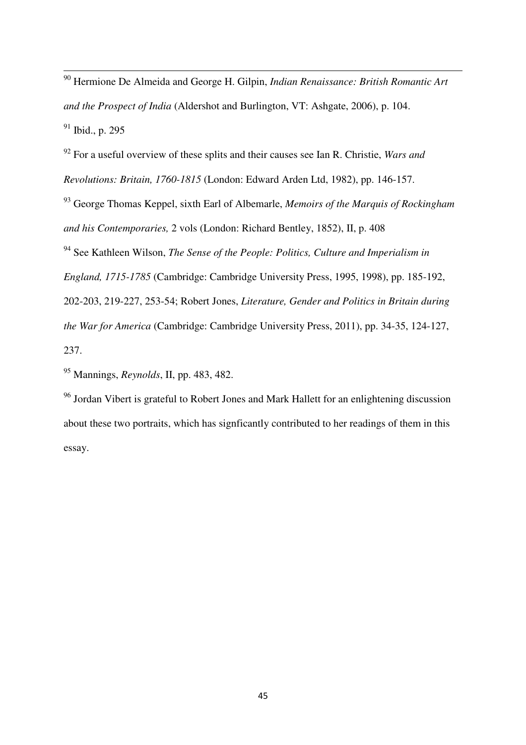[90] Hermione De Almeida and George H. Gilpin, *Indian Renaissance: British Romantic Art and the Prospect of India* (Aldershot and Burlington, VT: Ashgate, 2006), p. 104.

[91] Ibid., p. 295

[92] For a useful overview of these splits and their causes see Ian R. Christie, *Wars and Revolutions: Britain, 1760-1815* (London: Edward Arden Ltd, 1982), pp. 146-157.

[93] George Thomas Keppel, sixth Earl of Albemarle, *Memoirs of the Marquis of Rockingham and his Contemporaries,* 2 vols (London: Richard Bentley, 1852), II, p. 408

[94] See Kathleen Wilson, *The Sense of the People: Politics, Culture and Imperialism in England, 1715-1785* (Cambridge: Cambridge University Press, 1995, 1998), pp. 185-192, 202-203, 219-227, 253-54; Robert Jones, *Literature, Gender and Politics in Britain during the War for America* (Cambridge: Cambridge University Press, 2011), pp. 34-35, 124-127, 237.

[95] Mannings, *Reynolds*, II, pp. 483, 482.

[96] Jordan Vibert is grateful to Robert Jones and Mark Hallett for an enlightening discussion about these two portraits, which has signficantly contributed to her readings of them in this essay.